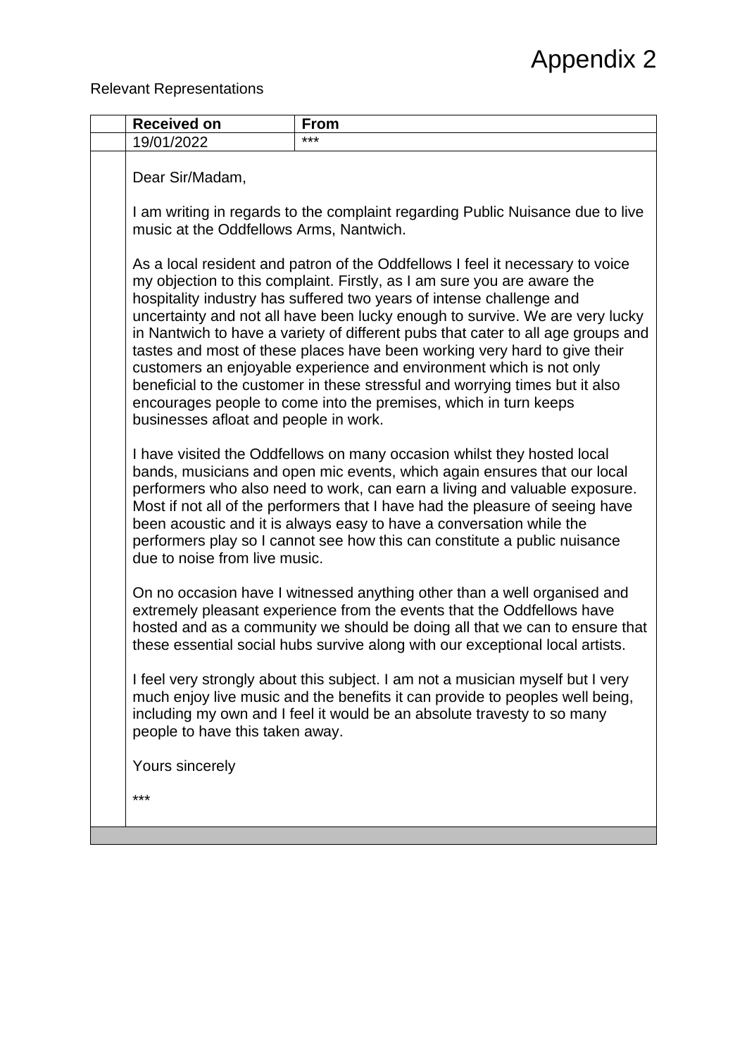# Appendix 2

Relevant Representations

| Received on | From |
| --- | --- |
| 19/01/2022 | *** |

Dear Sir/Madam,

I am writing in regards to the complaint regarding Public Nuisance due to live music at the Oddfellows Arms, Nantwich.

As a local resident and patron of the Oddfellows I feel it necessary to voice my objection to this complaint. Firstly, as I am sure you are aware the hospitality industry has suffered two years of intense challenge and uncertainty and not all have been lucky enough to survive. We are very lucky in Nantwich to have a variety of different pubs that cater to all age groups and tastes and most of these places have been working very hard to give their customers an enjoyable experience and environment which is not only beneficial to the customer in these stressful and worrying times but it also encourages people to come into the premises, which in turn keeps businesses afloat and people in work.

I have visited the Oddfellows on many occasion whilst they hosted local bands, musicians and open mic events, which again ensures that our local performers who also need to work, can earn a living and valuable exposure. Most if not all of the performers that I have had the pleasure of seeing have been acoustic and it is always easy to have a conversation while the performers play so I cannot see how this can constitute a public nuisance due to noise from live music.

On no occasion have I witnessed anything other than a well organised and extremely pleasant experience from the events that the Oddfellows have hosted and as a community we should be doing all that we can to ensure that these essential social hubs survive along with our exceptional local artists.

I feel very strongly about this subject. I am not a musician myself but I very much enjoy live music and the benefits it can provide to peoples well being, including my own and I feel it would be an absolute travesty to so many people to have this taken away.

Yours sincerely

***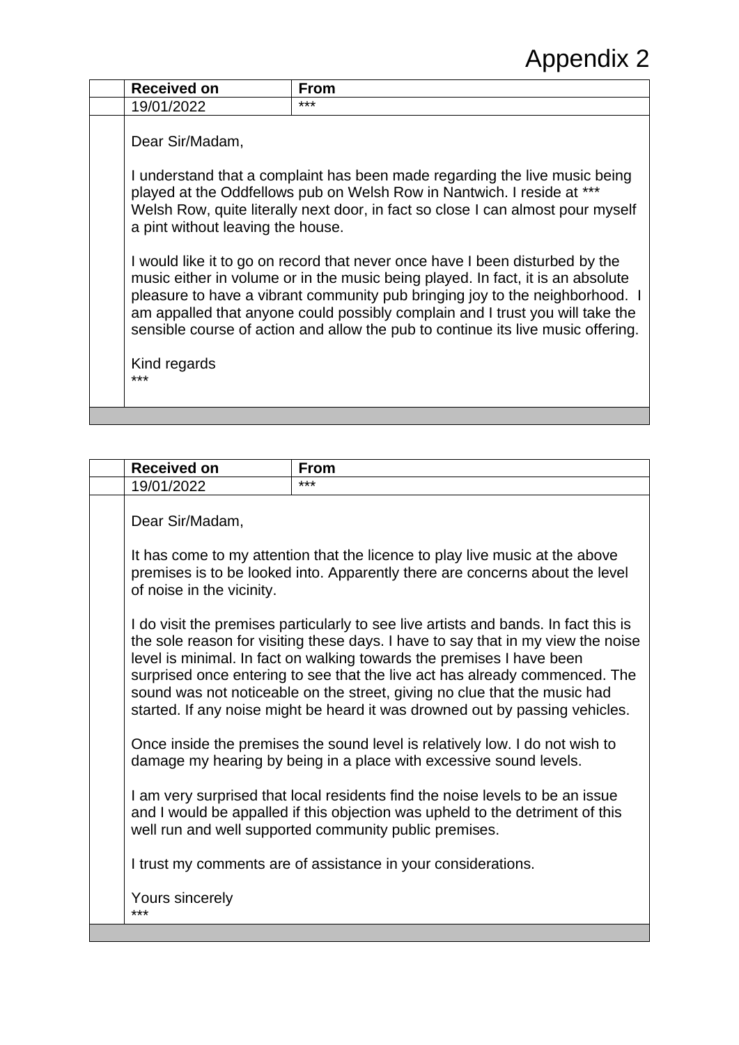# Appendix 2

| Received on | From |
|---|---|
| 19/01/2022 | *** |

Dear Sir/Madam,

I understand that a complaint has been made regarding the live music being played at the Oddfellows pub on Welsh Row in Nantwich. I reside at *** Welsh Row, quite literally next door, in fact so close I can almost pour myself a pint without leaving the house.

I would like it to go on record that never once have I been disturbed by the music either in volume or in the music being played. In fact, it is an absolute pleasure to have a vibrant community pub bringing joy to the neighborhood. I am appalled that anyone could possibly complain and I trust you will take the sensible course of action and allow the pub to continue its live music offering.

Kind regards
***

| Received on | From |
|---|---|
| 19/01/2022 | *** |

Dear Sir/Madam,

It has come to my attention that the licence to play live music at the above premises is to be looked into. Apparently there are concerns about the level of noise in the vicinity.

I do visit the premises particularly to see live artists and bands. In fact this is the sole reason for visiting these days. I have to say that in my view the noise level is minimal. In fact on walking towards the premises I have been surprised once entering to see that the live act has already commenced. The sound was not noticeable on the street, giving no clue that the music had started. If any noise might be heard it was drowned out by passing vehicles.

Once inside the premises the sound level is relatively low. I do not wish to damage my hearing by being in a place with excessive sound levels.

I am very surprised that local residents find the noise levels to be an issue and I would be appalled if this objection was upheld to the detriment of this well run and well supported community public premises.

I trust my comments are of assistance in your considerations.

Yours sincerely
***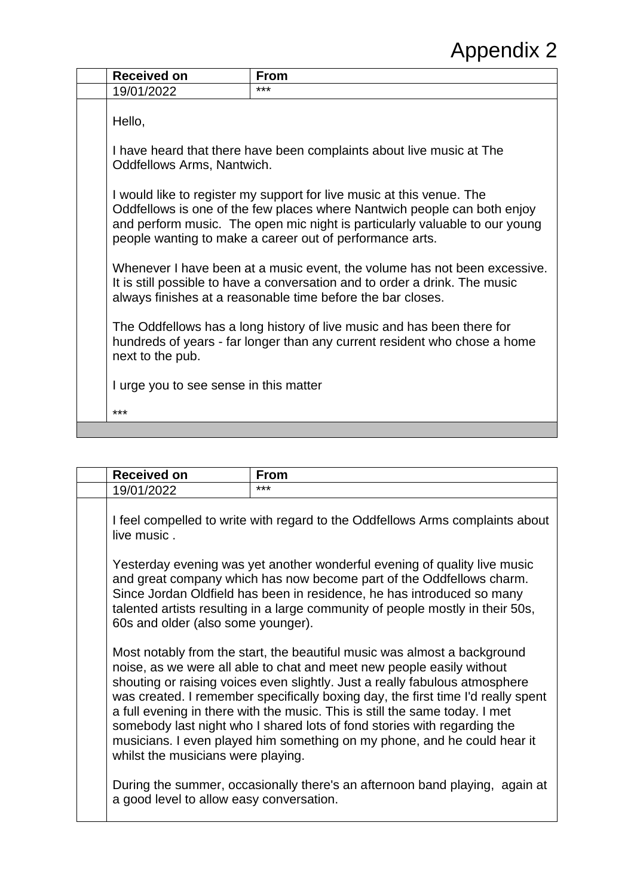# Appendix 2

| Received on | From |
| --- | --- |
| 19/01/2022 | *** |

Hello,

I have heard that there have been complaints about live music at The Oddfellows Arms, Nantwich.

I would like to register my support for live music at this venue. The Oddfellows is one of the few places where Nantwich people can both enjoy and perform music. The open mic night is particularly valuable to our young people wanting to make a career out of performance arts.

Whenever I have been at a music event, the volume has not been excessive. It is still possible to have a conversation and to order a drink. The music always finishes at a reasonable time before the bar closes.

The Oddfellows has a long history of live music and has been there for hundreds of years - far longer than any current resident who chose a home next to the pub.

I urge you to see sense in this matter

***

| Received on | From |
| --- | --- |
| 19/01/2022 | *** |

I feel compelled to write with regard to the Oddfellows Arms complaints about live music .

Yesterday evening was yet another wonderful evening of quality live music and great company which has now become part of the Oddfellows charm. Since Jordan Oldfield has been in residence, he has introduced so many talented artists resulting in a large community of people mostly in their 50s, 60s and older (also some younger).

Most notably from the start, the beautiful music was almost a background noise, as we were all able to chat and meet new people easily without shouting or raising voices even slightly. Just a really fabulous atmosphere was created. I remember specifically boxing day, the first time I'd really spent a full evening in there with the music. This is still the same today. I met somebody last night who I shared lots of fond stories with regarding the musicians. I even played him something on my phone, and he could hear it whilst the musicians were playing.

During the summer, occasionally there's an afternoon band playing, again at a good level to allow easy conversation.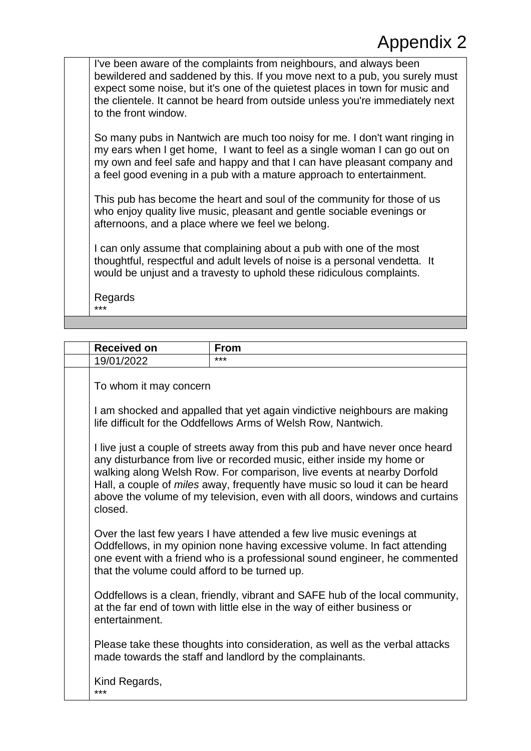# Appendix 2

I've been aware of the complaints from neighbours, and always been bewildered and saddened by this. If you move next to a pub, you surely must expect some noise, but it's one of the quietest places in town for music and the clientele. It cannot be heard from outside unless you're immediately next to the front window.

So many pubs in Nantwich are much too noisy for me. I don't want ringing in my ears when I get home, I want to feel as a single woman I can go out on my own and feel safe and happy and that I can have pleasant company and a feel good evening in a pub with a mature approach to entertainment.

This pub has become the heart and soul of the community for those of us who enjoy quality live music, pleasant and gentle sociable evenings or afternoons, and a place where we feel we belong.

I can only assume that complaining about a pub with one of the most thoughtful, respectful and adult levels of noise is a personal vendetta. It would be unjust and a travesty to uphold these ridiculous complaints.

Regards
***

| Received on | From |
|---|---|
| 19/01/2022 | *** |

To whom it may concern

I am shocked and appalled that yet again vindictive neighbours are making life difficult for the Oddfellows Arms of Welsh Row, Nantwich.

I live just a couple of streets away from this pub and have never once heard any disturbance from live or recorded music, either inside my home or walking along Welsh Row. For comparison, live events at nearby Dorfold Hall, a couple of *miles* away, frequently have music so loud it can be heard above the volume of my television, even with all doors, windows and curtains closed.

Over the last few years I have attended a few live music evenings at Oddfellows, in my opinion none having excessive volume. In fact attending one event with a friend who is a professional sound engineer, he commented that the volume could afford to be turned up.

Oddfellows is a clean, friendly, vibrant and SAFE hub of the local community, at the far end of town with little else in the way of either business or entertainment.

Please take these thoughts into consideration, as well as the verbal attacks made towards the staff and landlord by the complainants.

Kind Regards,
***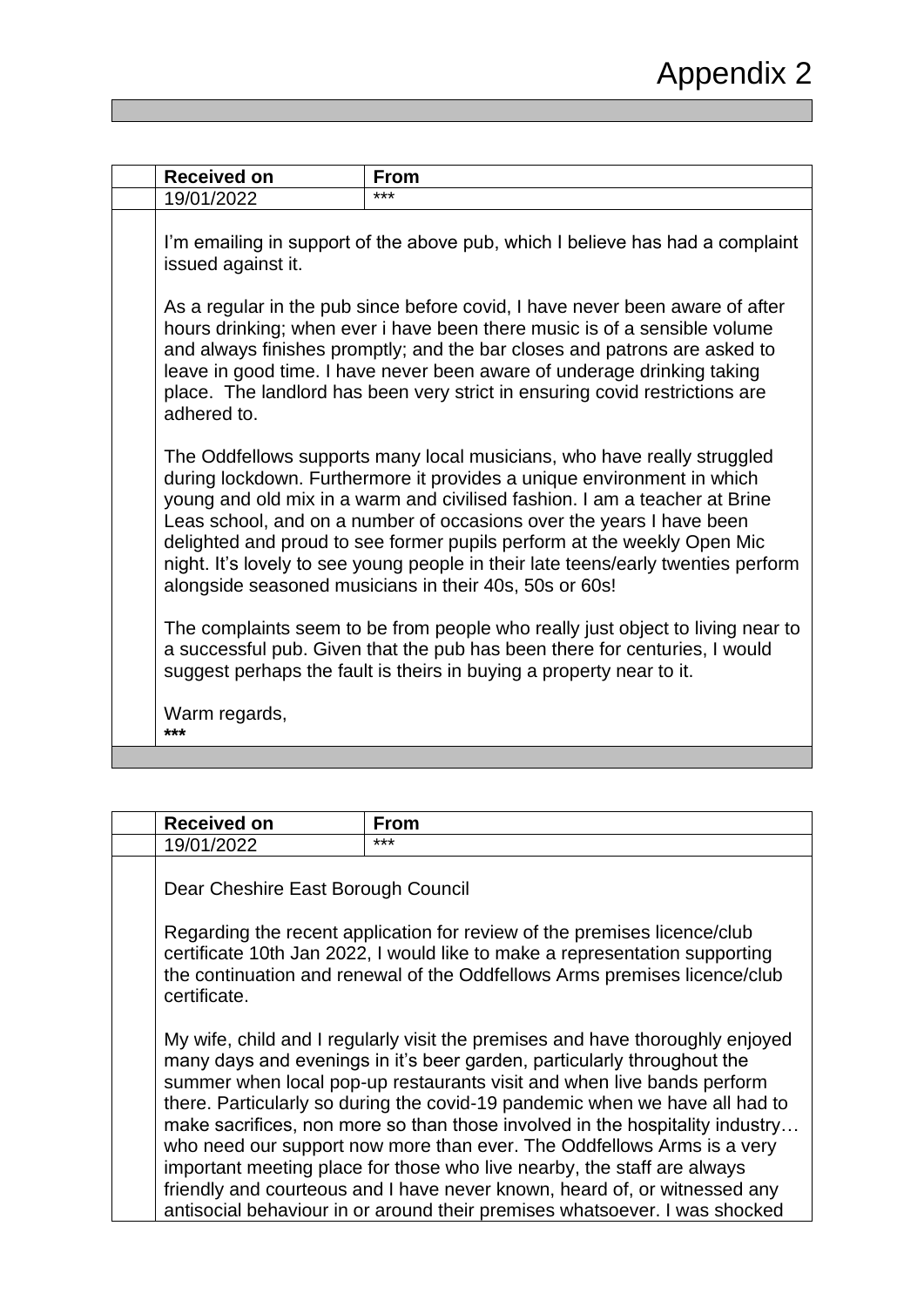# Appendix 2

| Received on | From |
|---|---|
| 19/01/2022 | *** |

I'm emailing in support of the above pub, which I believe has had a complaint issued against it.

As a regular in the pub since before covid, I have never been aware of after hours drinking; when ever i have been there music is of a sensible volume and always finishes promptly; and the bar closes and patrons are asked to leave in good time. I have never been aware of underage drinking taking place. The landlord has been very strict in ensuring covid restrictions are adhered to.

The Oddfellows supports many local musicians, who have really struggled during lockdown. Furthermore it provides a unique environment in which young and old mix in a warm and civilised fashion. I am a teacher at Brine Leas school, and on a number of occasions over the years I have been delighted and proud to see former pupils perform at the weekly Open Mic night. It's lovely to see young people in their late teens/early twenties perform alongside seasoned musicians in their 40s, 50s or 60s!

The complaints seem to be from people who really just object to living near to a successful pub. Given that the pub has been there for centuries, I would suggest perhaps the fault is theirs in buying a property near to it.

Warm regards,
***

| Received on | From |
|---|---|
| 19/01/2022 | *** |

Dear Cheshire East Borough Council

Regarding the recent application for review of the premises licence/club certificate 10th Jan 2022, I would like to make a representation supporting the continuation and renewal of the Oddfellows Arms premises licence/club certificate.

My wife, child and I regularly visit the premises and have thoroughly enjoyed many days and evenings in it's beer garden, particularly throughout the summer when local pop-up restaurants visit and when live bands perform there. Particularly so during the covid-19 pandemic when we have all had to make sacrifices, non more so than those involved in the hospitality industry… who need our support now more than ever. The Oddfellows Arms is a very important meeting place for those who live nearby, the staff are always friendly and courteous and I have never known, heard of, or witnessed any antisocial behaviour in or around their premises whatsoever. I was shocked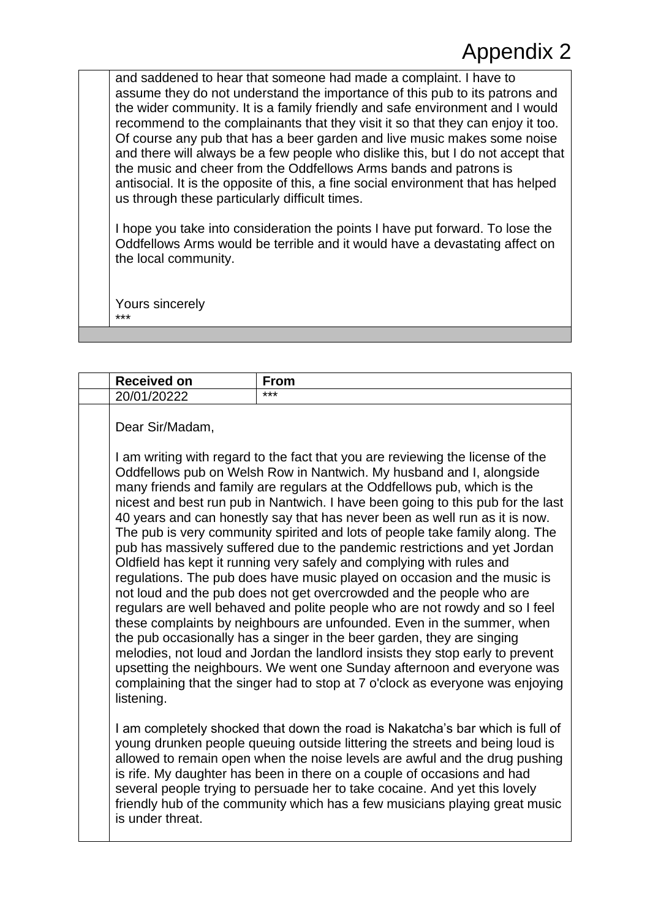and saddened to hear that someone had made a complaint. I have to assume they do not understand the importance of this pub to its patrons and the wider community. It is a family friendly and safe environment and I would recommend to the complainants that they visit it so that they can enjoy it too. Of course any pub that has a beer garden and live music makes some noise and there will always be a few people who dislike this, but I do not accept that the music and cheer from the Oddfellows Arms bands and patrons is antisocial. It is the opposite of this, a fine social environment that has helped us through these particularly difficult times.

I hope you take into consideration the points I have put forward. To lose the Oddfellows Arms would be terrible and it would have a devastating affect on the local community.

Yours sincerely
***

| Received on | From |
|---|---|
| 20/01/20222 | *** |

Dear Sir/Madam,

I am writing with regard to the fact that you are reviewing the license of the Oddfellows pub on Welsh Row in Nantwich. My husband and I, alongside many friends and family are regulars at the Oddfellows pub, which is the nicest and best run pub in Nantwich. I have been going to this pub for the last 40 years and can honestly say that has never been as well run as it is now. The pub is very community spirited and lots of people take family along. The pub has massively suffered due to the pandemic restrictions and yet Jordan Oldfield has kept it running very safely and complying with rules and regulations. The pub does have music played on occasion and the music is not loud and the pub does not get overcrowded and the people who are regulars are well behaved and polite people who are not rowdy and so I feel these complaints by neighbours are unfounded. Even in the summer, when the pub occasionally has a singer in the beer garden, they are singing melodies, not loud and Jordan the landlord insists they stop early to prevent upsetting the neighbours. We went one Sunday afternoon and everyone was complaining that the singer had to stop at 7 o'clock as everyone was enjoying listening.

I am completely shocked that down the road is Nakatcha's bar which is full of young drunken people queuing outside littering the streets and being loud is allowed to remain open when the noise levels are awful and the drug pushing is rife. My daughter has been in there on a couple of occasions and had several people trying to persuade her to take cocaine. And yet this lovely friendly hub of the community which has a few musicians playing great music is under threat.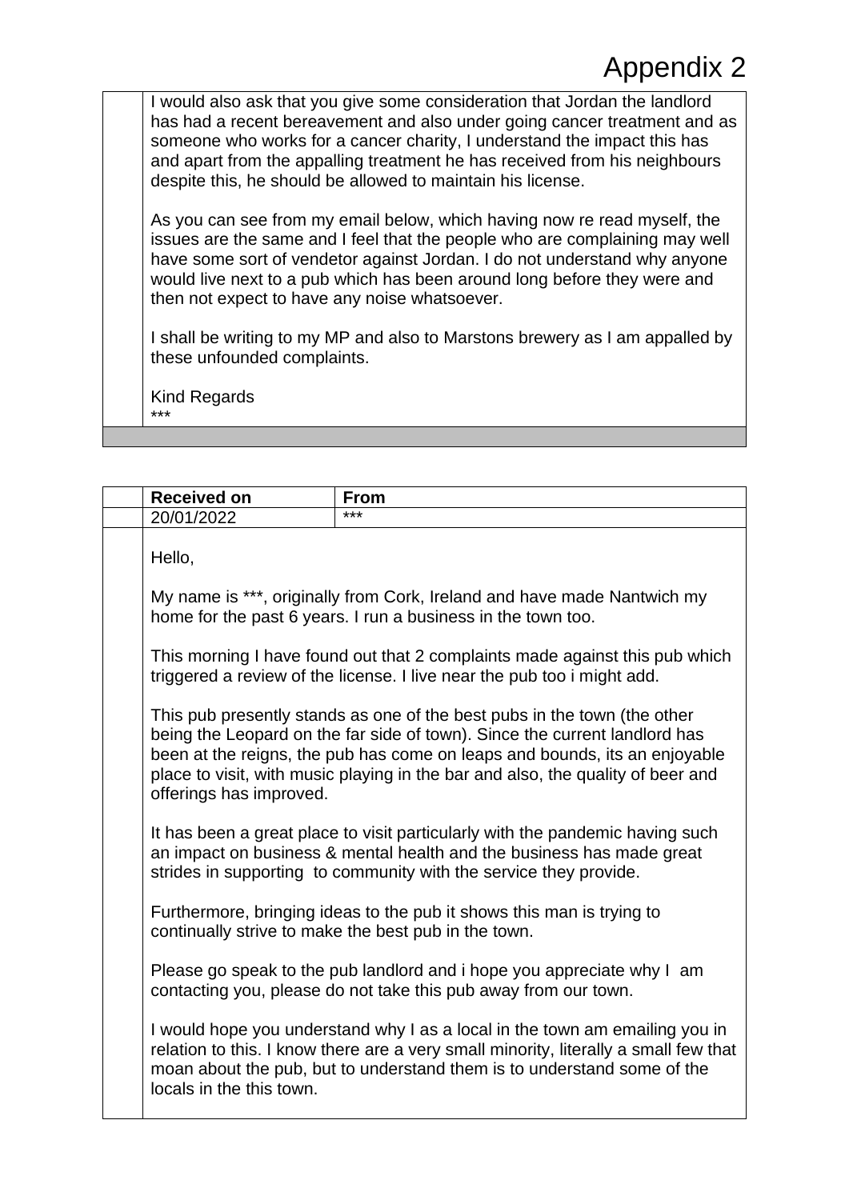# Appendix 2

I would also ask that you give some consideration that Jordan the landlord has had a recent bereavement and also under going cancer treatment and as someone who works for a cancer charity, I understand the impact this has and apart from the appalling treatment he has received from his neighbours despite this, he should be allowed to maintain his license.

As you can see from my email below, which having now re read myself, the issues are the same and I feel that the people who are complaining may well have some sort of vendetor against Jordan. I do not understand why anyone would live next to a pub which has been around long before they were and then not expect to have any noise whatsoever.

I shall be writing to my MP and also to Marstons brewery as I am appalled by these unfounded complaints.

Kind Regards
***

| Received on | From |
|---|---|
| 20/01/2022 | *** |

Hello,

My name is ***, originally from Cork, Ireland and have made Nantwich my home for the past 6 years. I run a business in the town too.

This morning I have found out that 2 complaints made against this pub which triggered a review of the license. I live near the pub too i might add.

This pub presently stands as one of the best pubs in the town (the other being the Leopard on the far side of town). Since the current landlord has been at the reigns, the pub has come on leaps and bounds, its an enjoyable place to visit, with music playing in the bar and also, the quality of beer and offerings has improved.

It has been a great place to visit particularly with the pandemic having such an impact on business & mental health and the business has made great strides in supporting to community with the service they provide.

Furthermore, bringing ideas to the pub it shows this man is trying to continually strive to make the best pub in the town.

Please go speak to the pub landlord and i hope you appreciate why I am contacting you, please do not take this pub away from our town.

I would hope you understand why I as a local in the town am emailing you in relation to this. I know there are a very small minority, literally a small few that moan about the pub, but to understand them is to understand some of the locals in the this town.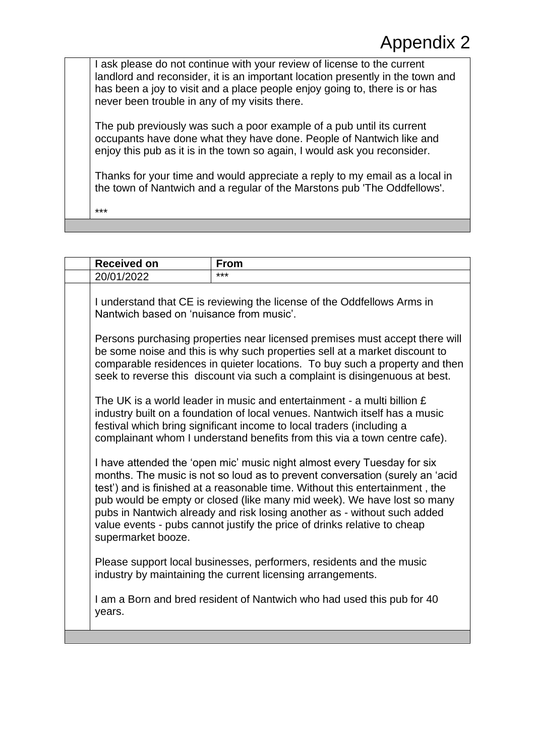# Appendix 2

I ask please do not continue with your review of license to the current landlord and reconsider, it is an important location presently in the town and has been a joy to visit and a place people enjoy going to, there is or has never been trouble in any of my visits there.

The pub previously was such a poor example of a pub until its current occupants have done what they have done. People of Nantwich like and enjoy this pub as it is in the town so again, I would ask you reconsider.

Thanks for your time and would appreciate a reply to my email as a local in the town of Nantwich and a regular of the Marstons pub 'The Oddfellows'.

***

| Received on | From |
| --- | --- |
| 20/01/2022 | *** |

I understand that CE is reviewing the license of the Oddfellows Arms in Nantwich based on 'nuisance from music'.

Persons purchasing properties near licensed premises must accept there will be some noise and this is why such properties sell at a market discount to comparable residences in quieter locations. To buy such a property and then seek to reverse this discount via such a complaint is disingenuous at best.

The UK is a world leader in music and entertainment - a multi billion £ industry built on a foundation of local venues. Nantwich itself has a music festival which bring significant income to local traders (including a complainant whom I understand benefits from this via a town centre cafe).

I have attended the 'open mic' music night almost every Tuesday for six months. The music is not so loud as to prevent conversation (surely an 'acid test') and is finished at a reasonable time. Without this entertainment , the pub would be empty or closed (like many mid week). We have lost so many pubs in Nantwich already and risk losing another as - without such added value events - pubs cannot justify the price of drinks relative to cheap supermarket booze.

Please support local businesses, performers, residents and the music industry by maintaining the current licensing arrangements.

I am a Born and bred resident of Nantwich who had used this pub for 40 years.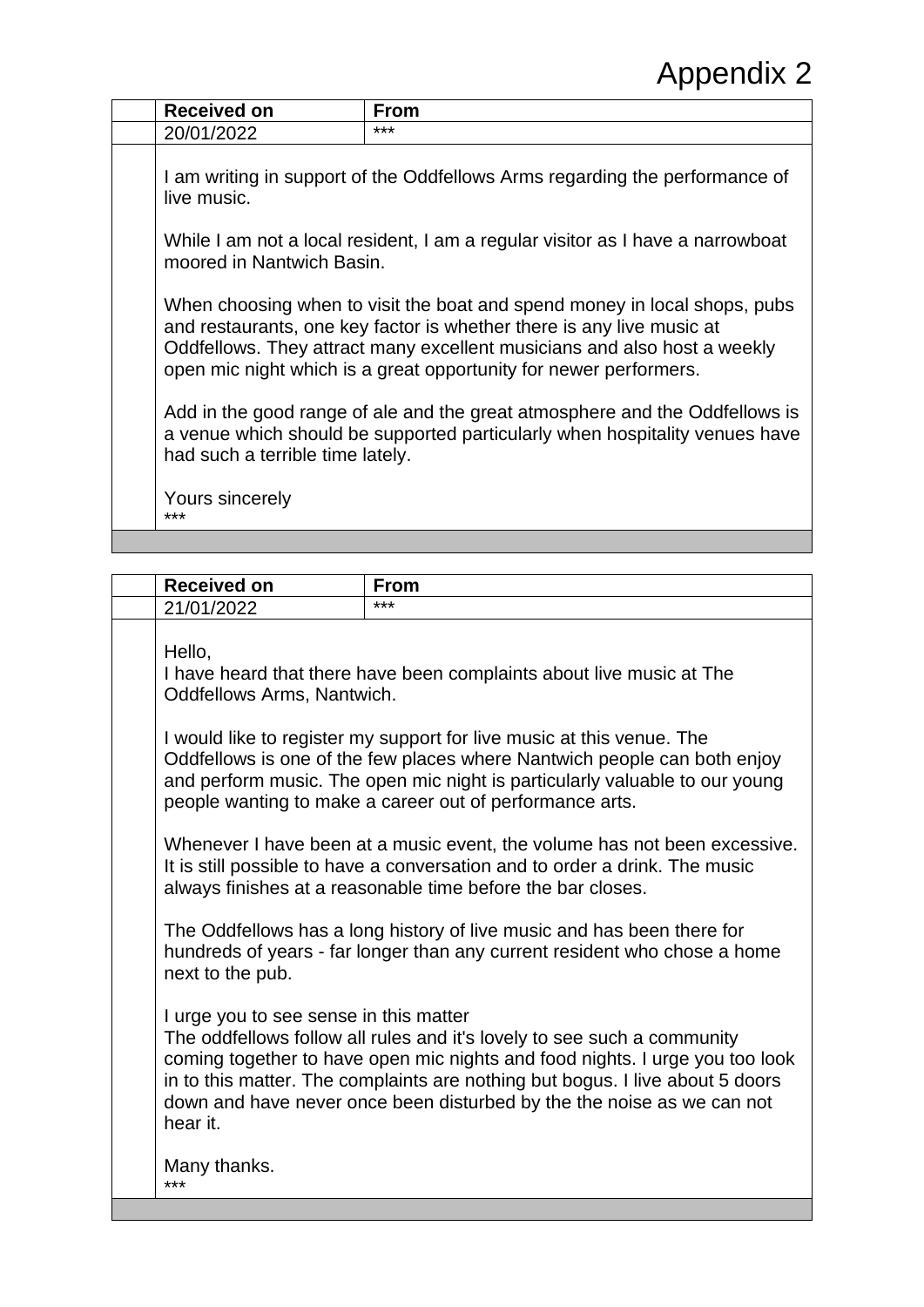# Appendix 2

| Received on | From |
| --- | --- |
| 20/01/2022 | *** |

I am writing in support of the Oddfellows Arms regarding the performance of live music.

While I am not a local resident, I am a regular visitor as I have a narrowboat moored in Nantwich Basin.

When choosing when to visit the boat and spend money in local shops, pubs and restaurants, one key factor is whether there is any live music at Oddfellows. They attract many excellent musicians and also host a weekly open mic night which is a great opportunity for newer performers.

Add in the good range of ale and the great atmosphere and the Oddfellows is a venue which should be supported particularly when hospitality venues have had such a terrible time lately.

Yours sincerely
***

| Received on | From |
| --- | --- |
| 21/01/2022 | *** |

Hello,
I have heard that there have been complaints about live music at The Oddfellows Arms, Nantwich.

I would like to register my support for live music at this venue. The Oddfellows is one of the few places where Nantwich people can both enjoy and perform music. The open mic night is particularly valuable to our young people wanting to make a career out of performance arts.

Whenever I have been at a music event, the volume has not been excessive. It is still possible to have a conversation and to order a drink. The music always finishes at a reasonable time before the bar closes.

The Oddfellows has a long history of live music and has been there for hundreds of years - far longer than any current resident who chose a home next to the pub.

I urge you to see sense in this matter
The oddfellows follow all rules and it's lovely to see such a community coming together to have open mic nights and food nights. I urge you too look in to this matter. The complaints are nothing but bogus. I live about 5 doors down and have never once been disturbed by the the noise as we can not hear it.

Many thanks.
***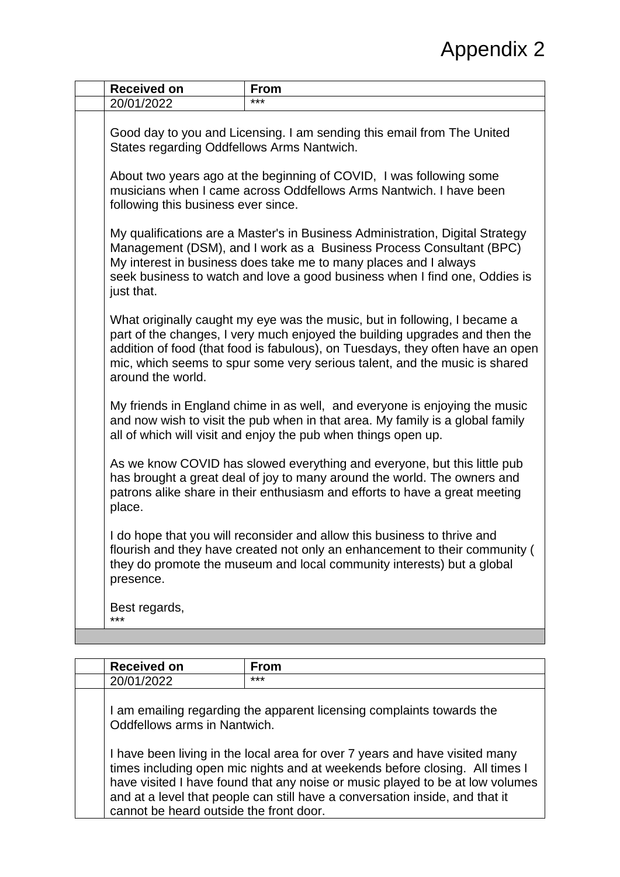# Appendix 2

| Received on | From |
|---|---|
| 20/01/2022 | *** |

Good day to you and Licensing. I am sending this email from The United States regarding Oddfellows Arms Nantwich.

About two years ago at the beginning of COVID, I was following some musicians when I came across Oddfellows Arms Nantwich. I have been following this business ever since.

My qualifications are a Master's in Business Administration, Digital Strategy Management (DSM), and I work as a Business Process Consultant (BPC) My interest in business does take me to many places and I always seek business to watch and love a good business when I find one, Oddies is just that.

What originally caught my eye was the music, but in following, I became a part of the changes, I very much enjoyed the building upgrades and then the addition of food (that food is fabulous), on Tuesdays, they often have an open mic, which seems to spur some very serious talent, and the music is shared around the world.

My friends in England chime in as well, and everyone is enjoying the music and now wish to visit the pub when in that area. My family is a global family all of which will visit and enjoy the pub when things open up.

As we know COVID has slowed everything and everyone, but this little pub has brought a great deal of joy to many around the world. The owners and patrons alike share in their enthusiasm and efforts to have a great meeting place.

I do hope that you will reconsider and allow this business to thrive and flourish and they have created not only an enhancement to their community ( they do promote the museum and local community interests) but a global presence.

Best regards,
***

| Received on | From |
|---|---|
| 20/01/2022 | *** |

I am emailing regarding the apparent licensing complaints towards the Oddfellows arms in Nantwich.

I have been living in the local area for over 7 years and have visited many times including open mic nights and at weekends before closing. All times I have visited I have found that any noise or music played to be at low volumes and at a level that people can still have a conversation inside, and that it cannot be heard outside the front door.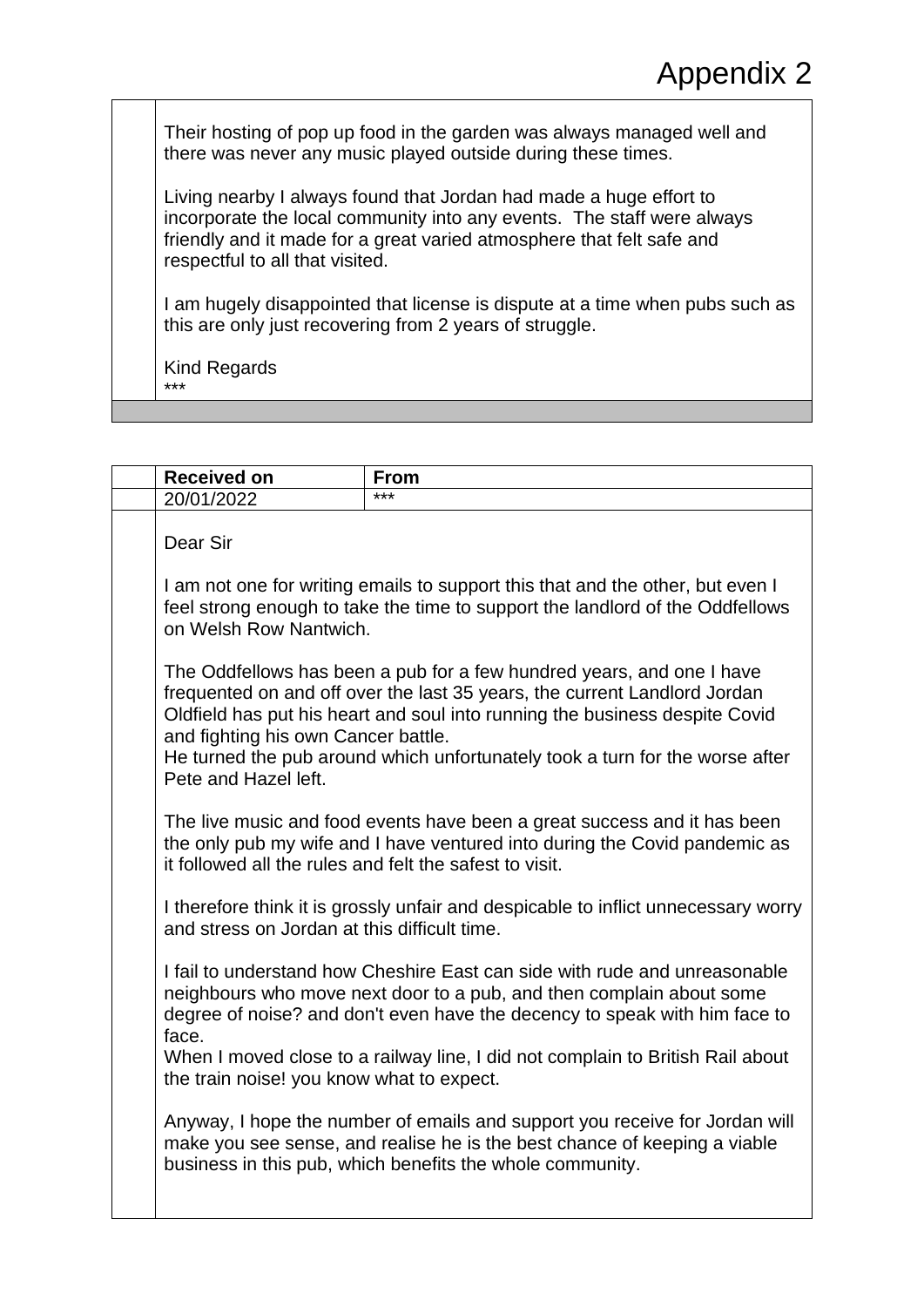# Appendix 2

Their hosting of pop up food in the garden was always managed well and there was never any music played outside during these times.

Living nearby I always found that Jordan had made a huge effort to incorporate the local community into any events. The staff were always friendly and it made for a great varied atmosphere that felt safe and respectful to all that visited.

I am hugely disappointed that license is dispute at a time when pubs such as this are only just recovering from 2 years of struggle.

Kind Regards
***

| Received on | From |
| --- | --- |
| 20/01/2022 | *** |

Dear Sir

I am not one for writing emails to support this that and the other, but even I feel strong enough to take the time to support the landlord of the Oddfellows on Welsh Row Nantwich.

The Oddfellows has been a pub for a few hundred years, and one I have frequented on and off over the last 35 years, the current Landlord Jordan Oldfield has put his heart and soul into running the business despite Covid and fighting his own Cancer battle.
He turned the pub around which unfortunately took a turn for the worse after Pete and Hazel left.

The live music and food events have been a great success and it has been the only pub my wife and I have ventured into during the Covid pandemic as it followed all the rules and felt the safest to visit.

I therefore think it is grossly unfair and despicable to inflict unnecessary worry and stress on Jordan at this difficult time.

I fail to understand how Cheshire East can side with rude and unreasonable neighbours who move next door to a pub, and then complain about some degree of noise? and don't even have the decency to speak with him face to face.
When I moved close to a railway line, I did not complain to British Rail about the train noise! you know what to expect.

Anyway, I hope the number of emails and support you receive for Jordan will make you see sense, and realise he is the best chance of keeping a viable business in this pub, which benefits the whole community.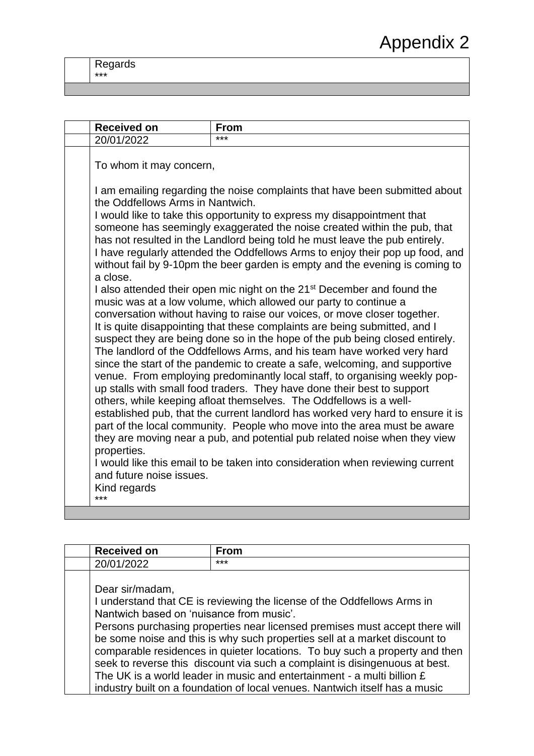# Appendix 2

Regards
***

| Received on | From |
|---|---|
| 20/01/2022 | *** |

To whom it may concern,

I am emailing regarding the noise complaints that have been submitted about the Oddfellows Arms in Nantwich.
I would like to take this opportunity to express my disappointment that someone has seemingly exaggerated the noise created within the pub, that has not resulted in the Landlord being told he must leave the pub entirely.
I have regularly attended the Oddfellows Arms to enjoy their pop up food, and without fail by 9-10pm the beer garden is empty and the evening is coming to a close.
I also attended their open mic night on the 21st December and found the music was at a low volume, which allowed our party to continue a conversation without having to raise our voices, or move closer together.
It is quite disappointing that these complaints are being submitted, and I suspect they are being done so in the hope of the pub being closed entirely.
The landlord of the Oddfellows Arms, and his team have worked very hard since the start of the pandemic to create a safe, welcoming, and supportive venue. From employing predominantly local staff, to organising weekly pop-up stalls with small food traders. They have done their best to support others, while keeping afloat themselves. The Oddfellows is a well-established pub, that the current landlord has worked very hard to ensure it is part of the local community. People who move into the area must be aware they are moving near a pub, and potential pub related noise when they view properties.
I would like this email to be taken into consideration when reviewing current and future noise issues.
Kind regards
***

| Received on | From |
|---|---|
| 20/01/2022 | *** |

Dear sir/madam,
I understand that CE is reviewing the license of the Oddfellows Arms in Nantwich based on 'nuisance from music'.
Persons purchasing properties near licensed premises must accept there will be some noise and this is why such properties sell at a market discount to comparable residences in quieter locations. To buy such a property and then seek to reverse this discount via such a complaint is disingenuous at best.
The UK is a world leader in music and entertainment - a multi billion £ industry built on a foundation of local venues. Nantwich itself has a music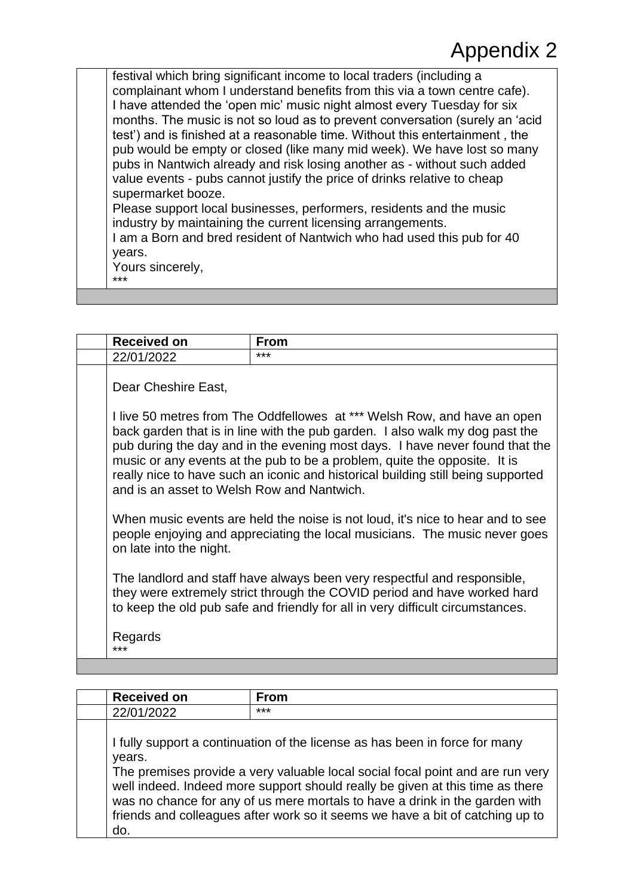# Appendix 2

festival which bring significant income to local traders (including a complainant whom I understand benefits from this via a town centre cafe).
I have attended the 'open mic' music night almost every Tuesday for six months. The music is not so loud as to prevent conversation (surely an 'acid test') and is finished at a reasonable time. Without this entertainment , the pub would be empty or closed (like many mid week). We have lost so many pubs in Nantwich already and risk losing another as - without such added value events - pubs cannot justify the price of drinks relative to cheap supermarket booze.
Please support local businesses, performers, residents and the music industry by maintaining the current licensing arrangements.
I am a Born and bred resident of Nantwich who had used this pub for 40 years.
Yours sincerely,
***

| Received on | From |
|---|---|
| 22/01/2022 | *** |

Dear Cheshire East,

I live 50 metres from The Oddfellowes at *** Welsh Row, and have an open back garden that is in line with the pub garden. I also walk my dog past the pub during the day and in the evening most days. I have never found that the music or any events at the pub to be a problem, quite the opposite. It is really nice to have such an iconic and historical building still being supported and is an asset to Welsh Row and Nantwich.

When music events are held the noise is not loud, it's nice to hear and to see people enjoying and appreciating the local musicians. The music never goes on late into the night.

The landlord and staff have always been very respectful and responsible, they were extremely strict through the COVID period and have worked hard to keep the old pub safe and friendly for all in very difficult circumstances.

Regards
***

| Received on | From |
|---|---|
| 22/01/2022 | *** |

I fully support a continuation of the license as has been in force for many years.
The premises provide a very valuable local social focal point and are run very well indeed. Indeed more support should really be given at this time as there was no chance for any of us mere mortals to have a drink in the garden with friends and colleagues after work so it seems we have a bit of catching up to do.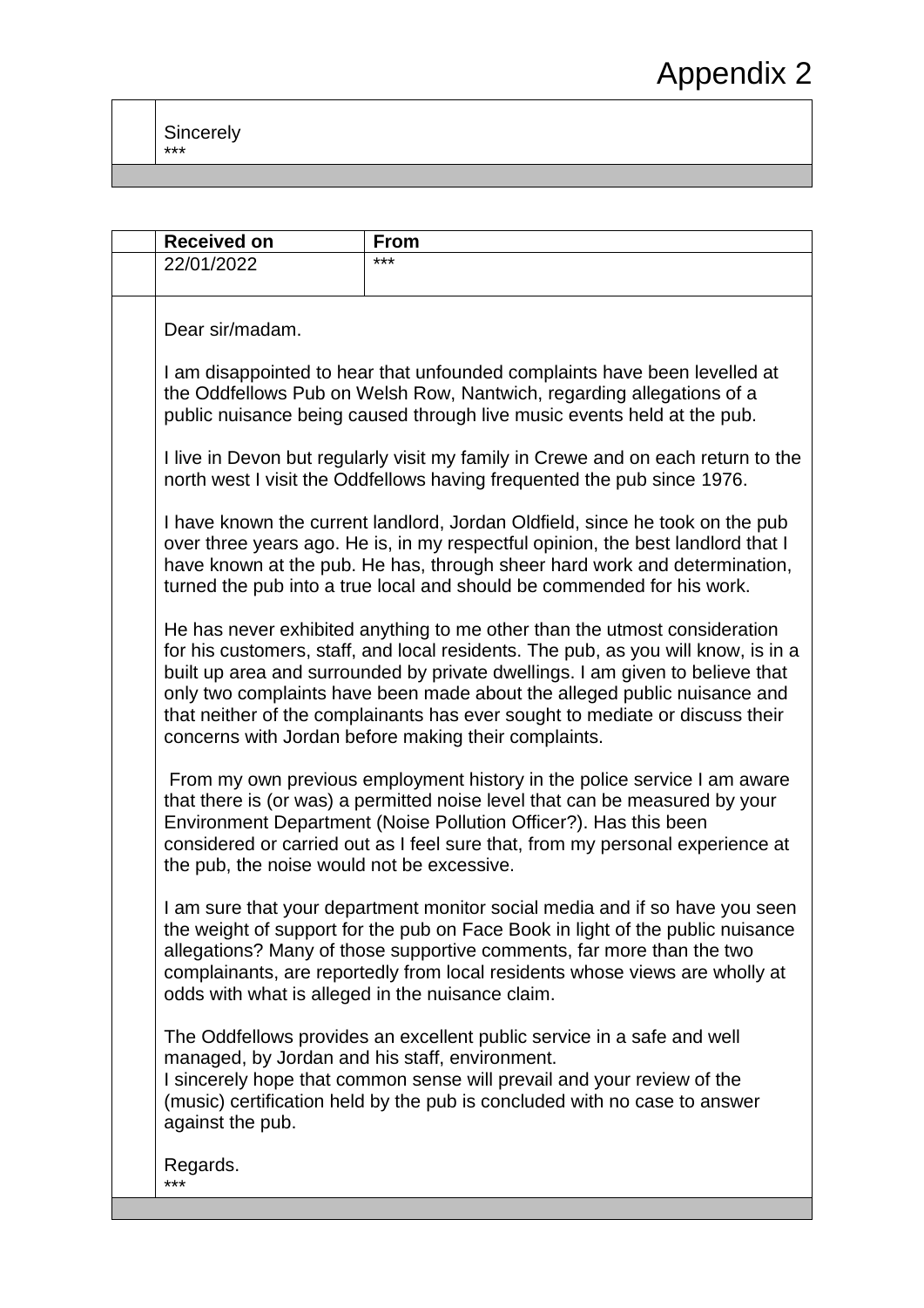# Appendix 2

Sincerely
***

| Received on | From |
| --- | --- |
| 22/01/2022 | *** |

Dear sir/madam.

I am disappointed to hear that unfounded complaints have been levelled at the Oddfellows Pub on Welsh Row, Nantwich, regarding allegations of a public nuisance being caused through live music events held at the pub.

I live in Devon but regularly visit my family in Crewe and on each return to the north west I visit the Oddfellows having frequented the pub since 1976.

I have known the current landlord, Jordan Oldfield, since he took on the pub over three years ago. He is, in my respectful opinion, the best landlord that I have known at the pub. He has, through sheer hard work and determination, turned the pub into a true local and should be commended for his work.

He has never exhibited anything to me other than the utmost consideration for his customers, staff, and local residents. The pub, as you will know, is in a built up area and surrounded by private dwellings. I am given to believe that only two complaints have been made about the alleged public nuisance and that neither of the complainants has ever sought to mediate or discuss their concerns with Jordan before making their complaints.

From my own previous employment history in the police service I am aware that there is (or was) a permitted noise level that can be measured by your Environment Department (Noise Pollution Officer?). Has this been considered or carried out as I feel sure that, from my personal experience at the pub, the noise would not be excessive.

I am sure that your department monitor social media and if so have you seen the weight of support for the pub on Face Book in light of the public nuisance allegations? Many of those supportive comments, far more than the two complainants, are reportedly from local residents whose views are wholly at odds with what is alleged in the nuisance claim.

The Oddfellows provides an excellent public service in a safe and well managed, by Jordan and his staff, environment.
I sincerely hope that common sense will prevail and your review of the (music) certification held by the pub is concluded with no case to answer against the pub.

Regards.
***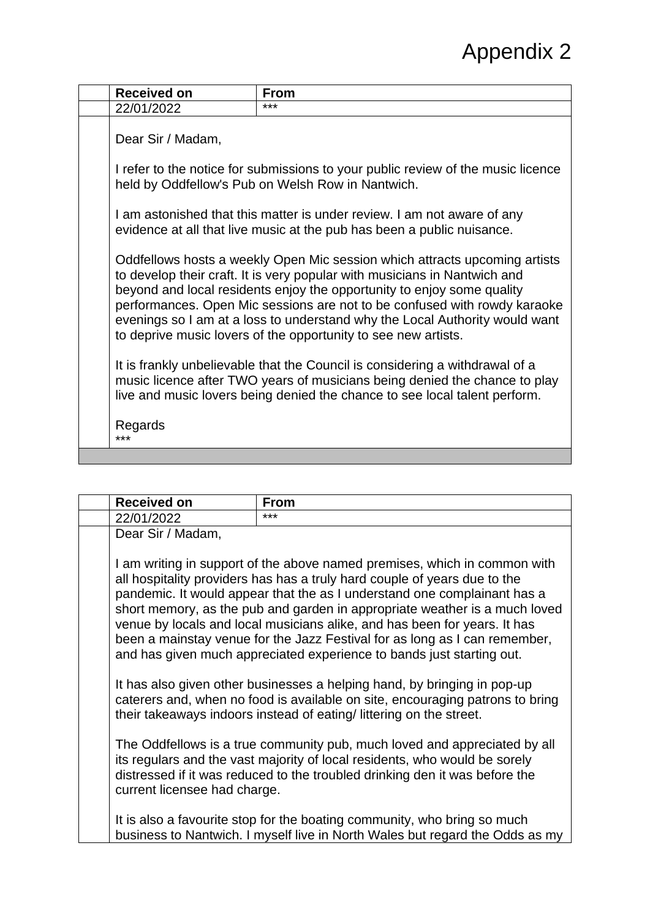# Appendix 2

| Received on | From |
|---|---|
| 22/01/2022 | *** |

Dear Sir / Madam,

I refer to the notice for submissions to your public review of the music licence held by Oddfellow's Pub on Welsh Row in Nantwich.

I am astonished that this matter is under review. I am not aware of any evidence at all that live music at the pub has been a public nuisance.

Oddfellows hosts a weekly Open Mic session which attracts upcoming artists to develop their craft. It is very popular with musicians in Nantwich and beyond and local residents enjoy the opportunity to enjoy some quality performances. Open Mic sessions are not to be confused with rowdy karaoke evenings so I am at a loss to understand why the Local Authority would want to deprive music lovers of the opportunity to see new artists.

It is frankly unbelievable that the Council is considering a withdrawal of a music licence after TWO years of musicians being denied the chance to play live and music lovers being denied the chance to see local talent perform.

Regards
***

| Received on | From |
|---|---|
| 22/01/2022 | *** |

Dear Sir / Madam,

I am writing in support of the above named premises, which in common with all hospitality providers has has a truly hard couple of years due to the pandemic. It would appear that the as I understand one complainant has a short memory, as the pub and garden in appropriate weather is a much loved venue by locals and local musicians alike, and has been for years. It has been a mainstay venue for the Jazz Festival for as long as I can remember, and has given much appreciated experience to bands just starting out.

It has also given other businesses a helping hand, by bringing in pop-up caterers and, when no food is available on site, encouraging patrons to bring their takeaways indoors instead of eating/ littering on the street.

The Oddfellows is a true community pub, much loved and appreciated by all its regulars and the vast majority of local residents, who would be sorely distressed if it was reduced to the troubled drinking den it was before the current licensee had charge.

It is also a favourite stop for the boating community, who bring so much business to Nantwich. I myself live in North Wales but regard the Odds as my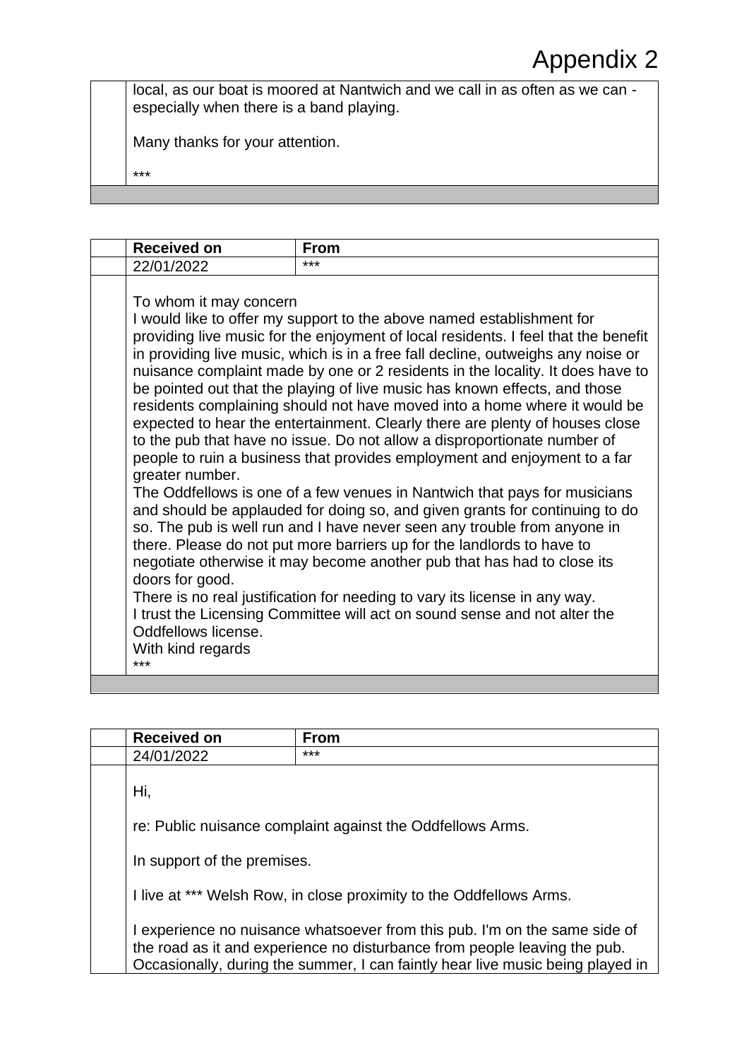# Appendix 2

local, as our boat is moored at Nantwich and we call in as often as we can - especially when there is a band playing.

Many thanks for your attention.

***

| Received on | From |
|---|---|
| 22/01/2022 | *** |

To whom it may concern
I would like to offer my support to the above named establishment for providing live music for the enjoyment of local residents. I feel that the benefit in providing live music, which is in a free fall decline, outweighs any noise or nuisance complaint made by one or 2 residents in the locality. It does have to be pointed out that the playing of live music has known effects, and those residents complaining should not have moved into a home where it would be expected to hear the entertainment. Clearly there are plenty of houses close to the pub that have no issue. Do not allow a disproportionate number of people to ruin a business that provides employment and enjoyment to a far greater number.
The Oddfellows is one of a few venues in Nantwich that pays for musicians and should be applauded for doing so, and given grants for continuing to do so. The pub is well run and I have never seen any trouble from anyone in there. Please do not put more barriers up for the landlords to have to negotiate otherwise it may become another pub that has had to close its doors for good.
There is no real justification for needing to vary its license in any way.
I trust the Licensing Committee will act on sound sense and not alter the Oddfellows license.
With kind regards
***

| Received on | From |
|---|---|
| 24/01/2022 | *** |

Hi,

re: Public nuisance complaint against the Oddfellows Arms.

In support of the premises.

I live at *** Welsh Row, in close proximity to the Oddfellows Arms.

I experience no nuisance whatsoever from this pub. I'm on the same side of the road as it and experience no disturbance from people leaving the pub. Occasionally, during the summer, I can faintly hear live music being played in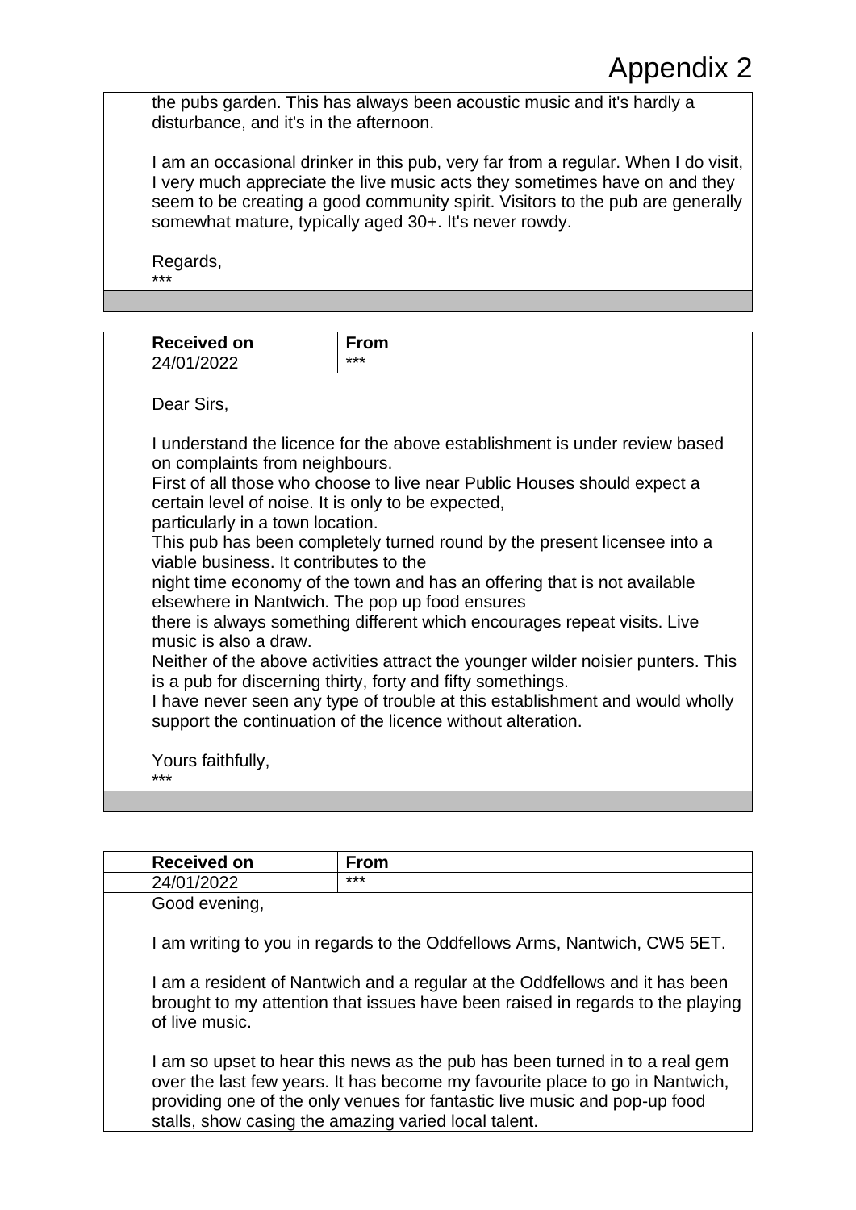# Appendix 2

the pubs garden. This has always been acoustic music and it's hardly a disturbance, and it's in the afternoon.

I am an occasional drinker in this pub, very far from a regular. When I do visit, I very much appreciate the live music acts they sometimes have on and they seem to be creating a good community spirit. Visitors to the pub are generally somewhat mature, typically aged 30+. It's never rowdy.

Regards,
***

| Received on | From |
|---|---|
| 24/01/2022 | *** |

Dear Sirs,

I understand the licence for the above establishment is under review based on complaints from neighbours.
First of all those who choose to live near Public Houses should expect a certain level of noise. It is only to be expected,
particularly in a town location.
This pub has been completely turned round by the present licensee into a viable business. It contributes to the
night time economy of the town and has an offering that is not available elsewhere in Nantwich. The pop up food ensures
there is always something different which encourages repeat visits. Live music is also a draw.
Neither of the above activities attract the younger wilder noisier punters. This is a pub for discerning thirty, forty and fifty somethings.
I have never seen any type of trouble at this establishment and would wholly support the continuation of the licence without alteration.

Yours faithfully,
***

| Received on | From |
|---|---|
| 24/01/2022 | *** |

Good evening,

I am writing to you in regards to the Oddfellows Arms, Nantwich, CW5 5ET.

I am a resident of Nantwich and a regular at the Oddfellows and it has been brought to my attention that issues have been raised in regards to the playing of live music.

I am so upset to hear this news as the pub has been turned in to a real gem over the last few years. It has become my favourite place to go in Nantwich, providing one of the only venues for fantastic live music and pop-up food stalls, show casing the amazing varied local talent.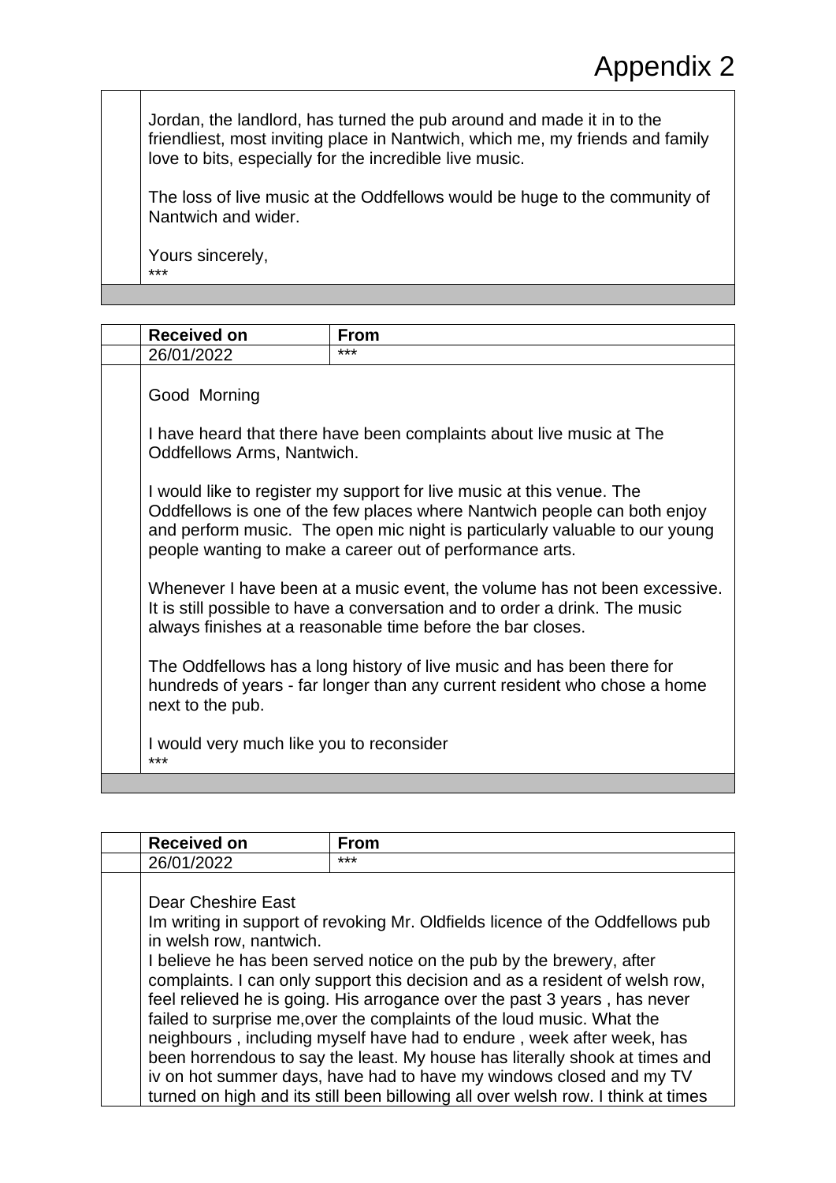# Appendix 2

Jordan, the landlord, has turned the pub around and made it in to the friendliest, most inviting place in Nantwich, which me, my friends and family love to bits, especially for the incredible live music.

The loss of live music at the Oddfellows would be huge to the community of Nantwich and wider.

Yours sincerely,
***

| Received on | From |
|---|---|
| 26/01/2022 | *** |

Good  Morning

I have heard that there have been complaints about live music at The Oddfellows Arms, Nantwich.

I would like to register my support for live music at this venue. The Oddfellows is one of the few places where Nantwich people can both enjoy and perform music.  The open mic night is particularly valuable to our young people wanting to make a career out of performance arts.

Whenever I have been at a music event, the volume has not been excessive. It is still possible to have a conversation and to order a drink. The music always finishes at a reasonable time before the bar closes.

The Oddfellows has a long history of live music and has been there for hundreds of years - far longer than any current resident who chose a home next to the pub.

I would very much like you to reconsider
***

| Received on | From |
|---|---|
| 26/01/2022 | *** |

Dear Cheshire East
Im writing in support of revoking Mr. Oldfields licence of the Oddfellows pub in welsh row, nantwich.
I believe he has been served notice on the pub by the brewery, after complaints. I can only support this decision and as a resident of welsh row, feel relieved he is going. His arrogance over the past 3 years , has never failed to surprise me,over the complaints of the loud music. What the neighbours , including myself have had to endure , week after week, has been horrendous to say the least. My house has literally shook at times and iv on hot summer days, have had to have my windows closed and my TV turned on high and its still been billowing all over welsh row. I think at times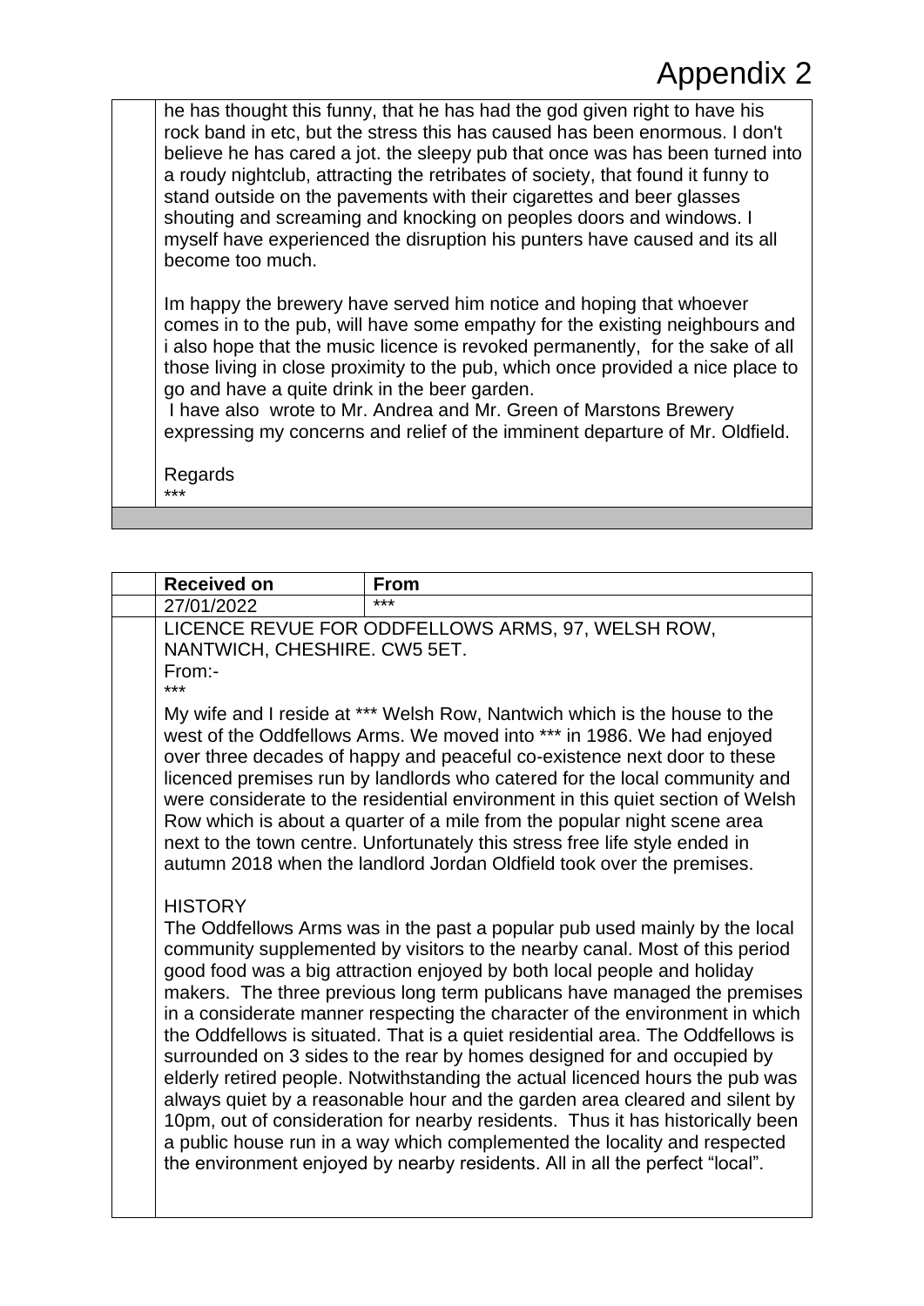# Appendix 2

he has thought this funny, that he has had the god given right to have his rock band in etc, but the stress this has caused has been enormous. I don't believe he has cared a jot. the sleepy pub that once was has been turned into a roudy nightclub, attracting the retribates of society, that found it funny to stand outside on the pavements with their cigarettes and beer glasses shouting and screaming and knocking on peoples doors and windows. I myself have experienced the disruption his punters have caused and its all become too much.

Im happy the brewery have served him notice and hoping that whoever comes in to the pub, will have some empathy for the existing neighbours and i also hope that the music licence is revoked permanently, for the sake of all those living in close proximity to the pub, which once provided a nice place to go and have a quite drink in the beer garden.

I have also wrote to Mr. Andrea and Mr. Green of Marstons Brewery expressing my concerns and relief of the imminent departure of Mr. Oldfield.

Regards
***

| Received on | From |
|---|---|
| 27/01/2022 | *** |

LICENCE REVUE FOR ODDFELLOWS ARMS, 97, WELSH ROW, NANTWICH, CHESHIRE. CW5 5ET.
From:-
***

My wife and I reside at *** Welsh Row, Nantwich which is the house to the west of the Oddfellows Arms. We moved into *** in 1986. We had enjoyed over three decades of happy and peaceful co-existence next door to these licenced premises run by landlords who catered for the local community and were considerate to the residential environment in this quiet section of Welsh Row which is about a quarter of a mile from the popular night scene area next to the town centre. Unfortunately this stress free life style ended in autumn 2018 when the landlord Jordan Oldfield took over the premises.

HISTORY

The Oddfellows Arms was in the past a popular pub used mainly by the local community supplemented by visitors to the nearby canal. Most of this period good food was a big attraction enjoyed by both local people and holiday makers. The three previous long term publicans have managed the premises in a considerate manner respecting the character of the environment in which the Oddfellows is situated. That is a quiet residential area. The Oddfellows is surrounded on 3 sides to the rear by homes designed for and occupied by elderly retired people. Notwithstanding the actual licenced hours the pub was always quiet by a reasonable hour and the garden area cleared and silent by 10pm, out of consideration for nearby residents. Thus it has historically been a public house run in a way which complemented the locality and respected the environment enjoyed by nearby residents. All in all the perfect "local".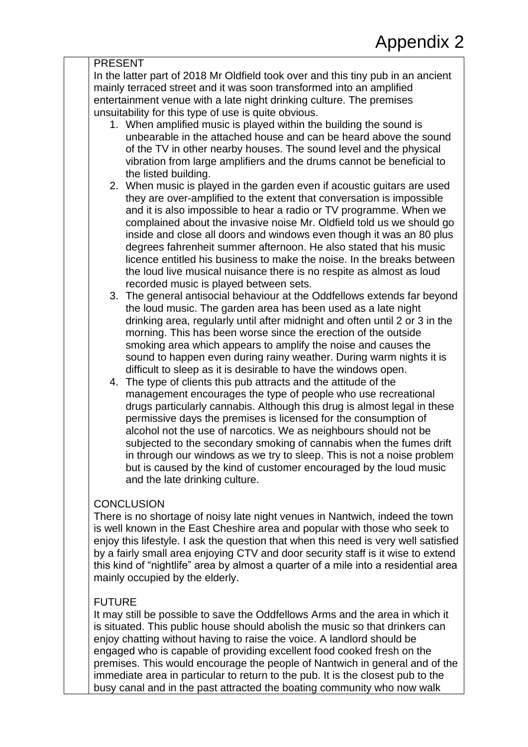# Appendix 2

PRESENT

In the latter part of 2018 Mr Oldfield took over and this tiny pub in an ancient mainly terraced street and it was soon transformed into an amplified entertainment venue with a late night drinking culture. The premises unsuitability for this type of use is quite obvious.

1. When amplified music is played within the building the sound is unbearable in the attached house and can be heard above the sound of the TV in other nearby houses. The sound level and the physical vibration from large amplifiers and the drums cannot be beneficial to the listed building.
2. When music is played in the garden even if acoustic guitars are used they are over-amplified to the extent that conversation is impossible and it is also impossible to hear a radio or TV programme. When we complained about the invasive noise Mr. Oldfield told us we should go inside and close all doors and windows even though it was an 80 plus degrees fahrenheit summer afternoon. He also stated that his music licence entitled his business to make the noise. In the breaks between the loud live musical nuisance there is no respite as almost as loud recorded music is played between sets.
3. The general antisocial behaviour at the Oddfellows extends far beyond the loud music. The garden area has been used as a late night drinking area, regularly until after midnight and often until 2 or 3 in the morning. This has been worse since the erection of the outside smoking area which appears to amplify the noise and causes the sound to happen even during rainy weather. During warm nights it is difficult to sleep as it is desirable to have the windows open.
4. The type of clients this pub attracts and the attitude of the management encourages the type of people who use recreational drugs particularly cannabis. Although this drug is almost legal in these permissive days the premises is licensed for the consumption of alcohol not the use of narcotics. We as neighbours should not be subjected to the secondary smoking of cannabis when the fumes drift in through our windows as we try to sleep. This is not a noise problem but is caused by the kind of customer encouraged by the loud music and the late drinking culture.

CONCLUSION

There is no shortage of noisy late night venues in Nantwich, indeed the town is well known in the East Cheshire area and popular with those who seek to enjoy this lifestyle. I ask the question that when this need is very well satisfied by a fairly small area enjoying CTV and door security staff is it wise to extend this kind of "nightlife" area by almost a quarter of a mile into a residential area mainly occupied by the elderly.

FUTURE

It may still be possible to save the Oddfellows Arms and the area in which it is situated. This public house should abolish the music so that drinkers can enjoy chatting without having to raise the voice. A landlord should be engaged who is capable of providing excellent food cooked fresh on the premises. This would encourage the people of Nantwich in general and of the immediate area in particular to return to the pub. It is the closest pub to the busy canal and in the past attracted the boating community who now walk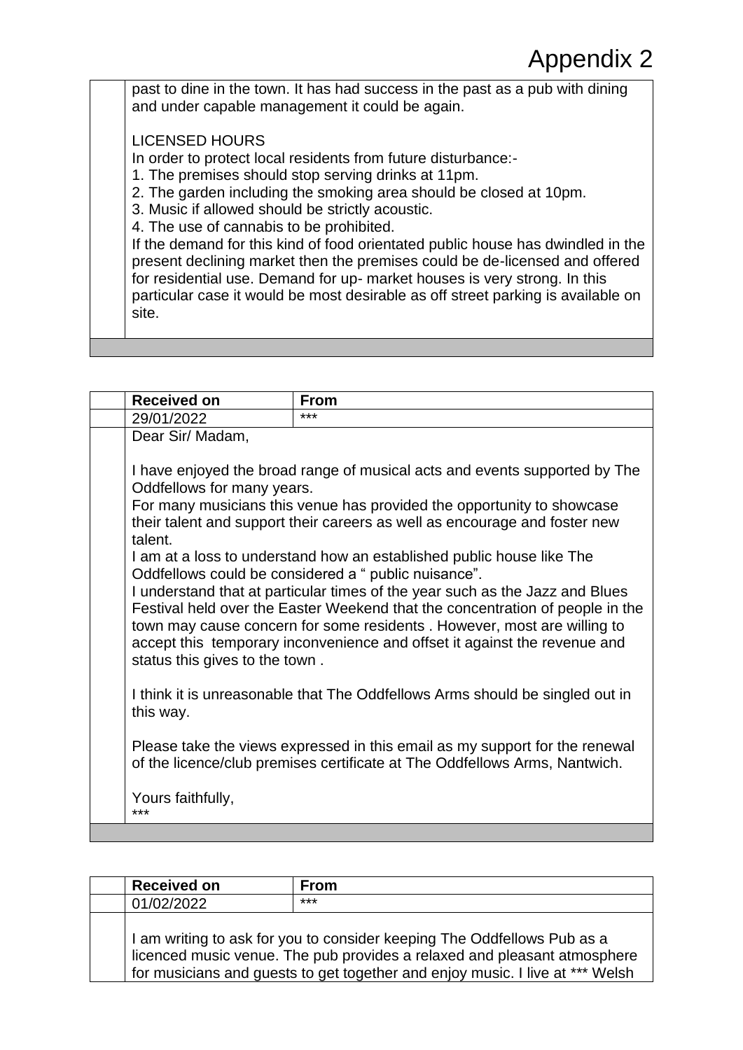past to dine in the town. It has had success in the past as a pub with dining and under capable management it could be again.

LICENSED HOURS

In order to protect local residents from future disturbance:-

1. The premises should stop serving drinks at 11pm.
2. The garden including the smoking area should be closed at 10pm.
3. Music if allowed should be strictly acoustic.
4. The use of cannabis to be prohibited.

If the demand for this kind of food orientated public house has dwindled in the present declining market then the premises could be de-licensed and offered for residential use. Demand for up- market houses is very strong. In this particular case it would be most desirable as off street parking is available on site.

| Received on | From |
|---|---|
| 29/01/2022 | *** |

Dear Sir/ Madam,

I have enjoyed the broad range of musical acts and events supported by The Oddfellows for many years.

For many musicians this venue has provided the opportunity to showcase their talent and support their careers as well as encourage and foster new talent.

I am at a loss to understand how an established public house like The Oddfellows could be considered a " public nuisance".

I understand that at particular times of the year such as the Jazz and Blues Festival held over the Easter Weekend that the concentration of people in the town may cause concern for some residents . However, most are willing to accept this temporary inconvenience and offset it against the revenue and status this gives to the town .

I think it is unreasonable that The Oddfellows Arms should be singled out in this way.

Please take the views expressed in this email as my support for the renewal of the licence/club premises certificate at The Oddfellows Arms, Nantwich.

Yours faithfully,

***

| Received on | From |
|---|---|
| 01/02/2022 | *** |

I am writing to ask for you to consider keeping The Oddfellows Pub as a licenced music venue. The pub provides a relaxed and pleasant atmosphere for musicians and guests to get together and enjoy music. I live at *** Welsh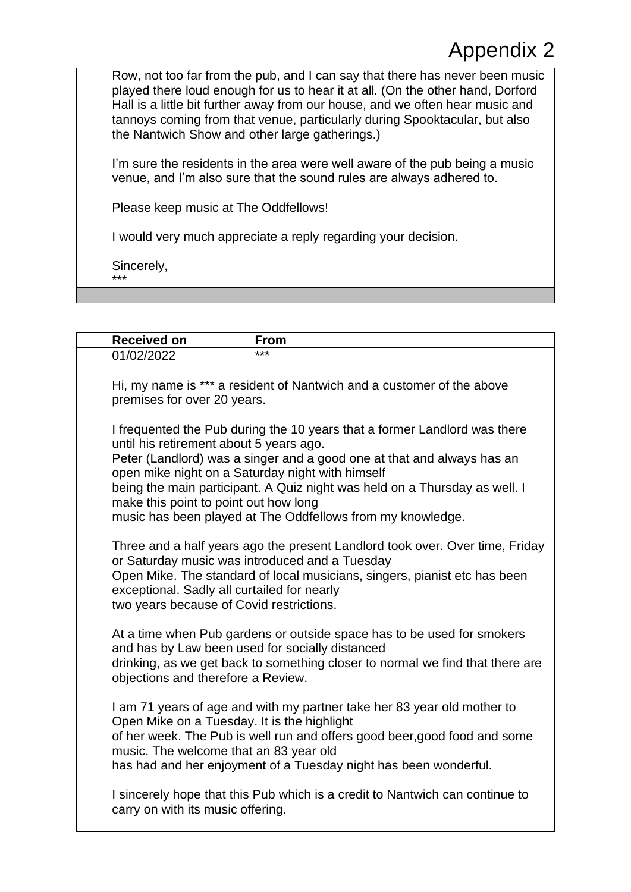Row, not too far from the pub, and I can say that there has never been music played there loud enough for us to hear it at all. (On the other hand, Dorford Hall is a little bit further away from our house, and we often hear music and tannoys coming from that venue, particularly during Spooktacular, but also the Nantwich Show and other large gatherings.)

I'm sure the residents in the area were well aware of the pub being a music venue, and I'm also sure that the sound rules are always adhered to.

Please keep music at The Oddfellows!

I would very much appreciate a reply regarding your decision.

Sincerely,
***

| Received on | From |
|---|---|
| 01/02/2022 | *** |

Hi, my name is *** a resident of Nantwich and a customer of the above premises for over 20 years.

I frequented the Pub during the 10 years that a former Landlord was there until his retirement about 5 years ago.
Peter (Landlord) was a singer and a good one at that and always has an open mike night on a Saturday night with himself being the main participant. A Quiz night was held on a Thursday as well. I make this point to point out how long music has been played at The Oddfellows from my knowledge.

Three and a half years ago the present Landlord took over. Over time, Friday or Saturday music was introduced and a Tuesday Open Mike. The standard of local musicians, singers, pianist etc has been exceptional. Sadly all curtailed for nearly two years because of Covid restrictions.

At a time when Pub gardens or outside space has to be used for smokers and has by Law been used for socially distanced drinking, as we get back to something closer to normal we find that there are objections and therefore a Review.

I am 71 years of age and with my partner take her 83 year old mother to Open Mike on a Tuesday. It is the highlight of her week. The Pub is well run and offers good beer,good food and some music. The welcome that an 83 year old has had and her enjoyment of a Tuesday night has been wonderful.

I sincerely hope that this Pub which is a credit to Nantwich can continue to carry on with its music offering.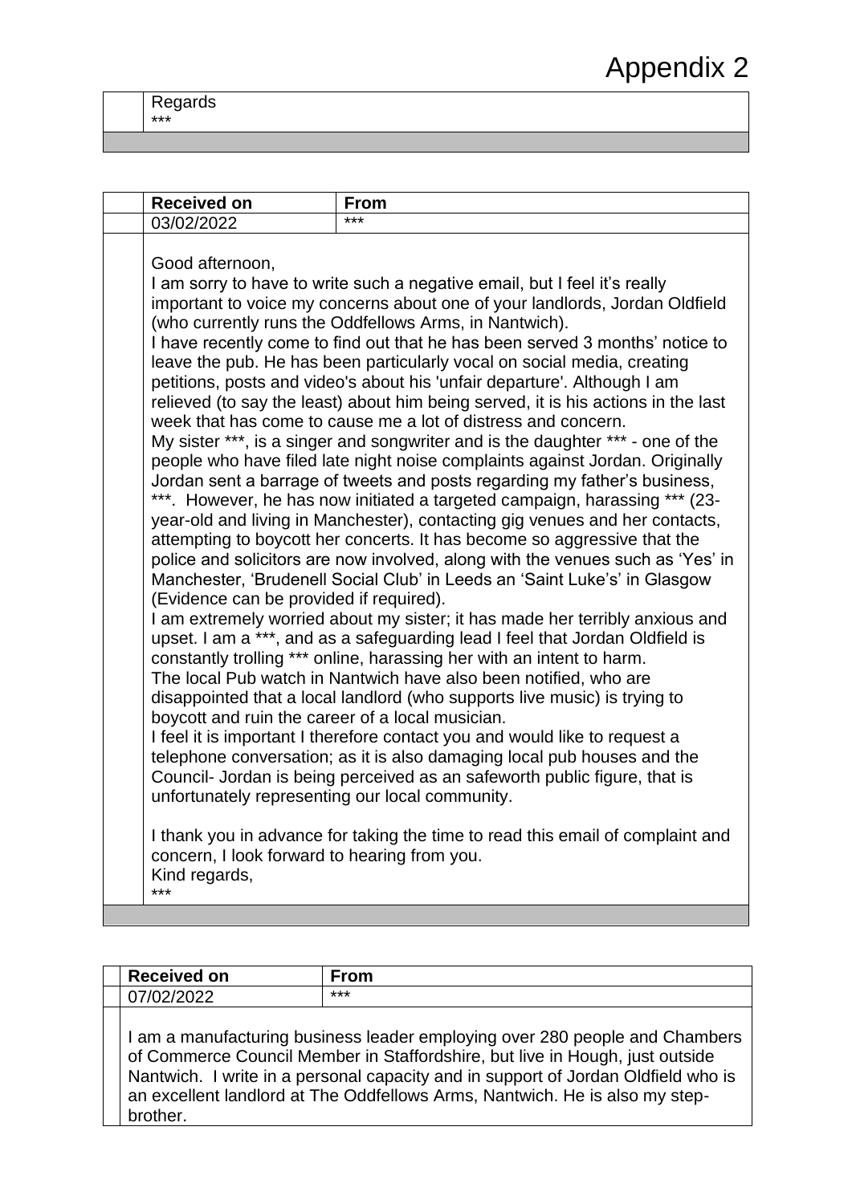# Appendix 2

| | Regards<br>*** |
|---|---|

| | Received on | From |
|---|---|---|
| | 03/02/2022 | *** |

Good afternoon,

I am sorry to have to write such a negative email, but I feel it's really important to voice my concerns about one of your landlords, Jordan Oldfield (who currently runs the Oddfellows Arms, in Nantwich).

I have recently come to find out that he has been served 3 months' notice to leave the pub. He has been particularly vocal on social media, creating petitions, posts and video's about his 'unfair departure'. Although I am relieved (to say the least) about him being served, it is his actions in the last week that has come to cause me a lot of distress and concern.

My sister ***, is a singer and songwriter and is the daughter *** - one of the people who have filed late night noise complaints against Jordan. Originally Jordan sent a barrage of tweets and posts regarding my father's business, ***. However, he has now initiated a targeted campaign, harassing *** (23-year-old and living in Manchester), contacting gig venues and her contacts, attempting to boycott her concerts. It has become so aggressive that the police and solicitors are now involved, along with the venues such as 'Yes' in Manchester, 'Brudenell Social Club' in Leeds an 'Saint Luke's' in Glasgow (Evidence can be provided if required).

I am extremely worried about my sister; it has made her terribly anxious and upset. I am a ***, and as a safeguarding lead I feel that Jordan Oldfield is constantly trolling *** online, harassing her with an intent to harm.

The local Pub watch in Nantwich have also been notified, who are disappointed that a local landlord (who supports live music) is trying to boycott and ruin the career of a local musician.

I feel it is important I therefore contact you and would like to request a telephone conversation; as it is also damaging local pub houses and the Council- Jordan is being perceived as an safeworth public figure, that is unfortunately representing our local community.

I thank you in advance for taking the time to read this email of complaint and concern, I look forward to hearing from you.

Kind regards,

***

| | Received on | From |
|---|---|---|
| | 07/02/2022 | *** |

I am a manufacturing business leader employing over 280 people and Chambers of Commerce Council Member in Staffordshire, but live in Hough, just outside Nantwich. I write in a personal capacity and in support of Jordan Oldfield who is an excellent landlord at The Oddfellows Arms, Nantwich. He is also my step-brother.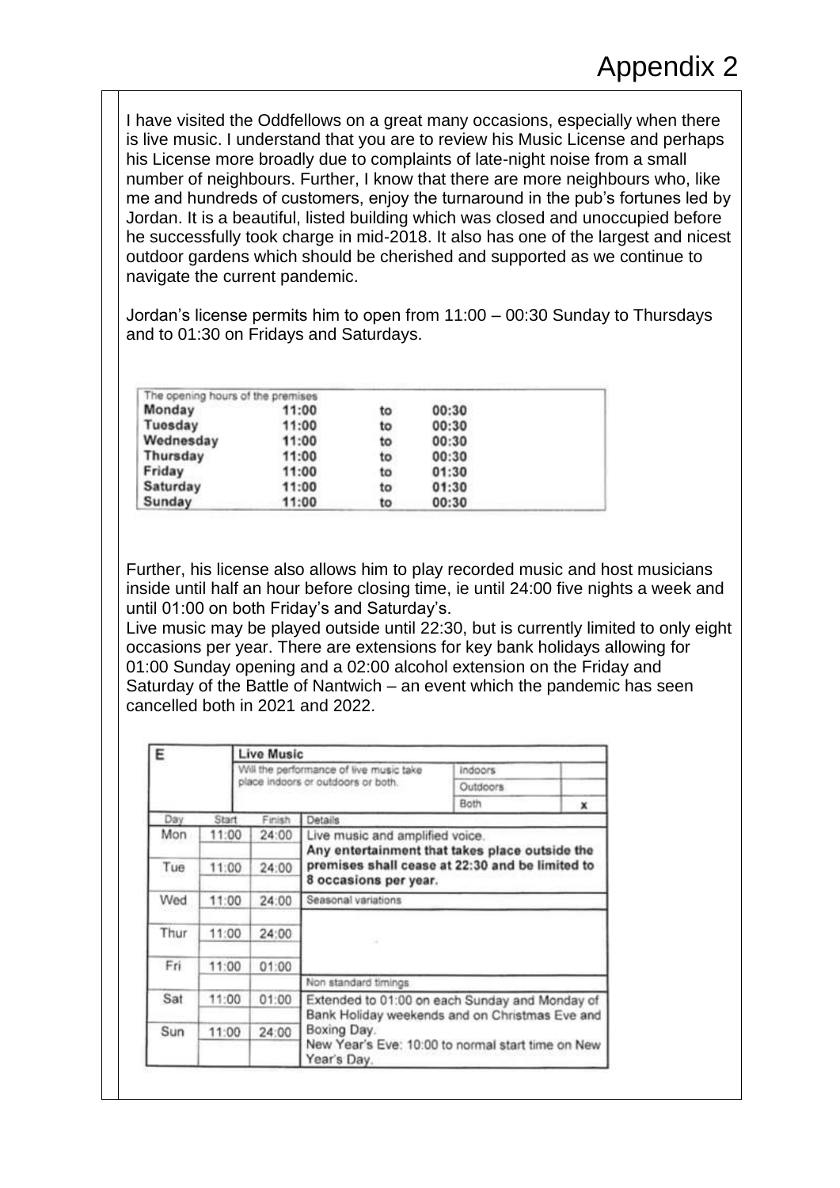# Appendix 2

I have visited the Oddfellows on a great many occasions, especially when there is live music. I understand that you are to review his Music License and perhaps his License more broadly due to complaints of late-night noise from a small number of neighbours. Further, I know that there are more neighbours who, like me and hundreds of customers, enjoy the turnaround in the pub's fortunes led by Jordan. It is a beautiful, listed building which was closed and unoccupied before he successfully took charge in mid-2018. It also has one of the largest and nicest outdoor gardens which should be cherished and supported as we continue to navigate the current pandemic.

Jordan's license permits him to open from 11:00 – 00:30 Sunday to Thursdays and to 01:30 on Fridays and Saturdays.

| The opening hours of the premises | | | |
|---|---|---|---|
| Monday | 11:00 | to | 00:30 |
| Tuesday | 11:00 | to | 00:30 |
| Wednesday | 11:00 | to | 00:30 |
| Thursday | 11:00 | to | 00:30 |
| Friday | 11:00 | to | 01:30 |
| Saturday | 11:00 | to | 01:30 |
| Sunday | 11:00 | to | 00:30 |

Further, his license also allows him to play recorded music and host musicians inside until half an hour before closing time, ie until 24:00 five nights a week and until 01:00 on both Friday's and Saturday's.
Live music may be played outside until 22:30, but is currently limited to only eight occasions per year. There are extensions for key bank holidays allowing for 01:00 Sunday opening and a 02:00 alcohol extension on the Friday and Saturday of the Battle of Nantwich – an event which the pandemic has seen cancelled both in 2021 and 2022.

| E | | Live Music | | |
|---|---|---|---|---|
| | | Will the performance of live music take place indoors or outdoors or both. | Indoors | |
| | | | Outdoors | |
| | | | Both | x |
| Day | Start | Finish | Details | |
| Mon | 11:00 | 24:00 | Live music and amplified voice. **Any entertainment that takes place outside the premises shall cease at 22:30 and be limited to 8 occasions per year.** | |
| Tue | 11:00 | 24:00 | | |
| Wed | 11:00 | 24:00 | Seasonal variations | |
| Thur | 11:00 | 24:00 | | |
| Fri | 11:00 | 01:00 | Non standard timings | |
| Sat | 11:00 | 01:00 | Extended to 01:00 on each Sunday and Monday of Bank Holiday weekends and on Christmas Eve and Boxing Day. New Year's Eve: 10:00 to normal start time on New Year's Day. | |
| Sun | 11:00 | 24:00 | | |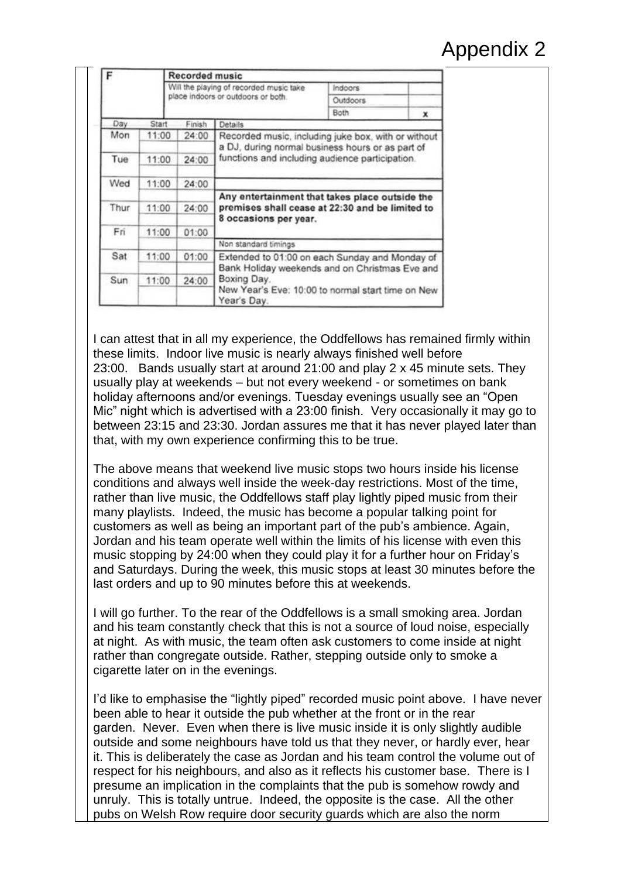# Appendix 2

| F | | Recorded music | | |
|---|---|---|---|---|
| | | Will the playing of recorded music take place indoors or outdoors or both. | Indoors | |
| | | | Outdoors | |
| | | | Both | x |
| **Day** | **Start** | **Finish** | **Details** | |
| Mon | 11:00 | 24:00 | Recorded music, including juke box, with or without a DJ, during normal business hours or as part of functions and including audience participation. | |
| Tue | 11:00 | 24:00 | | |
| Wed | 11:00 | 24:00 | | |
| Thur | 11:00 | 24:00 | **Any entertainment that takes place outside the premises shall cease at 22:30 and be limited to 8 occasions per year.** | |
| Fri | 11:00 | 01:00 | | |
| | | | Non standard timings | |
| Sat | 11:00 | 01:00 | Extended to 01:00 on each Sunday and Monday of Bank Holiday weekends and on Christmas Eve and Boxing Day. New Year's Eve: 10:00 to normal start time on New Year's Day. | |
| Sun | 11:00 | 24:00 | | |

I can attest that in all my experience, the Oddfellows has remained firmly within these limits. Indoor live music is nearly always finished well before 23:00. Bands usually start at around 21:00 and play 2 x 45 minute sets. They usually play at weekends – but not every weekend - or sometimes on bank holiday afternoons and/or evenings. Tuesday evenings usually see an "Open Mic" night which is advertised with a 23:00 finish. Very occasionally it may go to between 23:15 and 23:30. Jordan assures me that it has never played later than that, with my own experience confirming this to be true.

The above means that weekend live music stops two hours inside his license conditions and always well inside the week-day restrictions. Most of the time, rather than live music, the Oddfellows staff play lightly piped music from their many playlists. Indeed, the music has become a popular talking point for customers as well as being an important part of the pub's ambience. Again, Jordan and his team operate well within the limits of his license with even this music stopping by 24:00 when they could play it for a further hour on Friday's and Saturdays. During the week, this music stops at least 30 minutes before the last orders and up to 90 minutes before this at weekends.

I will go further. To the rear of the Oddfellows is a small smoking area. Jordan and his team constantly check that this is not a source of loud noise, especially at night. As with music, the team often ask customers to come inside at night rather than congregate outside. Rather, stepping outside only to smoke a cigarette later on in the evenings.

I'd like to emphasise the "lightly piped" recorded music point above. I have never been able to hear it outside the pub whether at the front or in the rear garden. Never. Even when there is live music inside it is only slightly audible outside and some neighbours have told us that they never, or hardly ever, hear it. This is deliberately the case as Jordan and his team control the volume out of respect for his neighbours, and also as it reflects his customer base. There is I presume an implication in the complaints that the pub is somehow rowdy and unruly. This is totally untrue. Indeed, the opposite is the case. All the other pubs on Welsh Row require door security guards which are also the norm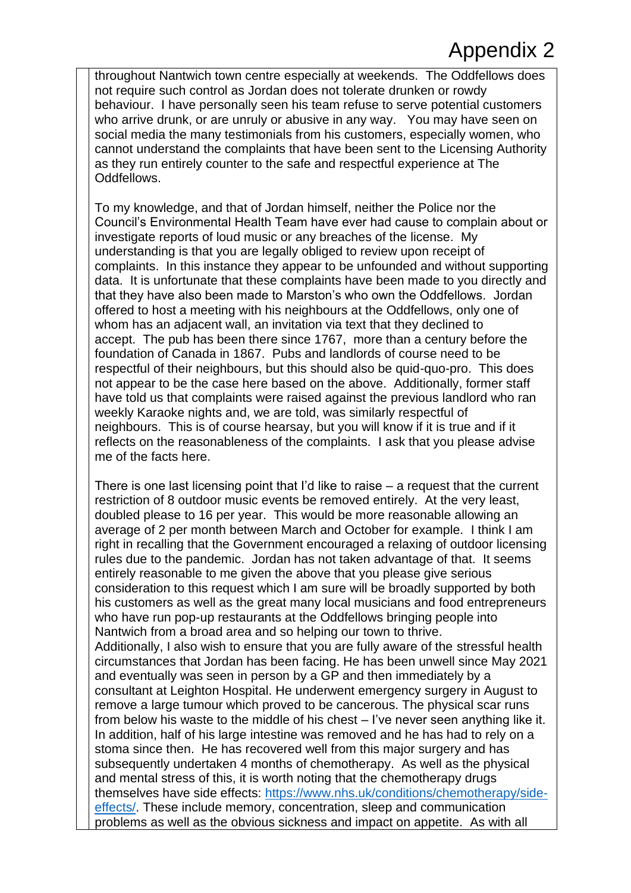# Appendix 2

throughout Nantwich town centre especially at weekends. The Oddfellows does not require such control as Jordan does not tolerate drunken or rowdy behaviour. I have personally seen his team refuse to serve potential customers who arrive drunk, or are unruly or abusive in any way. You may have seen on social media the many testimonials from his customers, especially women, who cannot understand the complaints that have been sent to the Licensing Authority as they run entirely counter to the safe and respectful experience at The Oddfellows.

To my knowledge, and that of Jordan himself, neither the Police nor the Council's Environmental Health Team have ever had cause to complain about or investigate reports of loud music or any breaches of the license. My understanding is that you are legally obliged to review upon receipt of complaints. In this instance they appear to be unfounded and without supporting data. It is unfortunate that these complaints have been made to you directly and that they have also been made to Marston's who own the Oddfellows. Jordan offered to host a meeting with his neighbours at the Oddfellows, only one of whom has an adjacent wall, an invitation via text that they declined to accept. The pub has been there since 1767, more than a century before the foundation of Canada in 1867. Pubs and landlords of course need to be respectful of their neighbours, but this should also be quid-quo-pro. This does not appear to be the case here based on the above. Additionally, former staff have told us that complaints were raised against the previous landlord who ran weekly Karaoke nights and, we are told, was similarly respectful of neighbours. This is of course hearsay, but you will know if it is true and if it reflects on the reasonableness of the complaints. I ask that you please advise me of the facts here.

There is one last licensing point that I'd like to raise – a request that the current restriction of 8 outdoor music events be removed entirely. At the very least, doubled please to 16 per year. This would be more reasonable allowing an average of 2 per month between March and October for example. I think I am right in recalling that the Government encouraged a relaxing of outdoor licensing rules due to the pandemic. Jordan has not taken advantage of that. It seems entirely reasonable to me given the above that you please give serious consideration to this request which I am sure will be broadly supported by both his customers as well as the great many local musicians and food entrepreneurs who have run pop-up restaurants at the Oddfellows bringing people into Nantwich from a broad area and so helping our town to thrive.
Additionally, I also wish to ensure that you are fully aware of the stressful health circumstances that Jordan has been facing. He has been unwell since May 2021 and eventually was seen in person by a GP and then immediately by a consultant at Leighton Hospital. He underwent emergency surgery in August to remove a large tumour which proved to be cancerous. The physical scar runs from below his waste to the middle of his chest – I've never seen anything like it. In addition, half of his large intestine was removed and he has had to rely on a stoma since then. He has recovered well from this major surgery and has subsequently undertaken 4 months of chemotherapy. As well as the physical and mental stress of this, it is worth noting that the chemotherapy drugs themselves have side effects: https://www.nhs.uk/conditions/chemotherapy/side-effects/. These include memory, concentration, sleep and communication problems as well as the obvious sickness and impact on appetite. As with all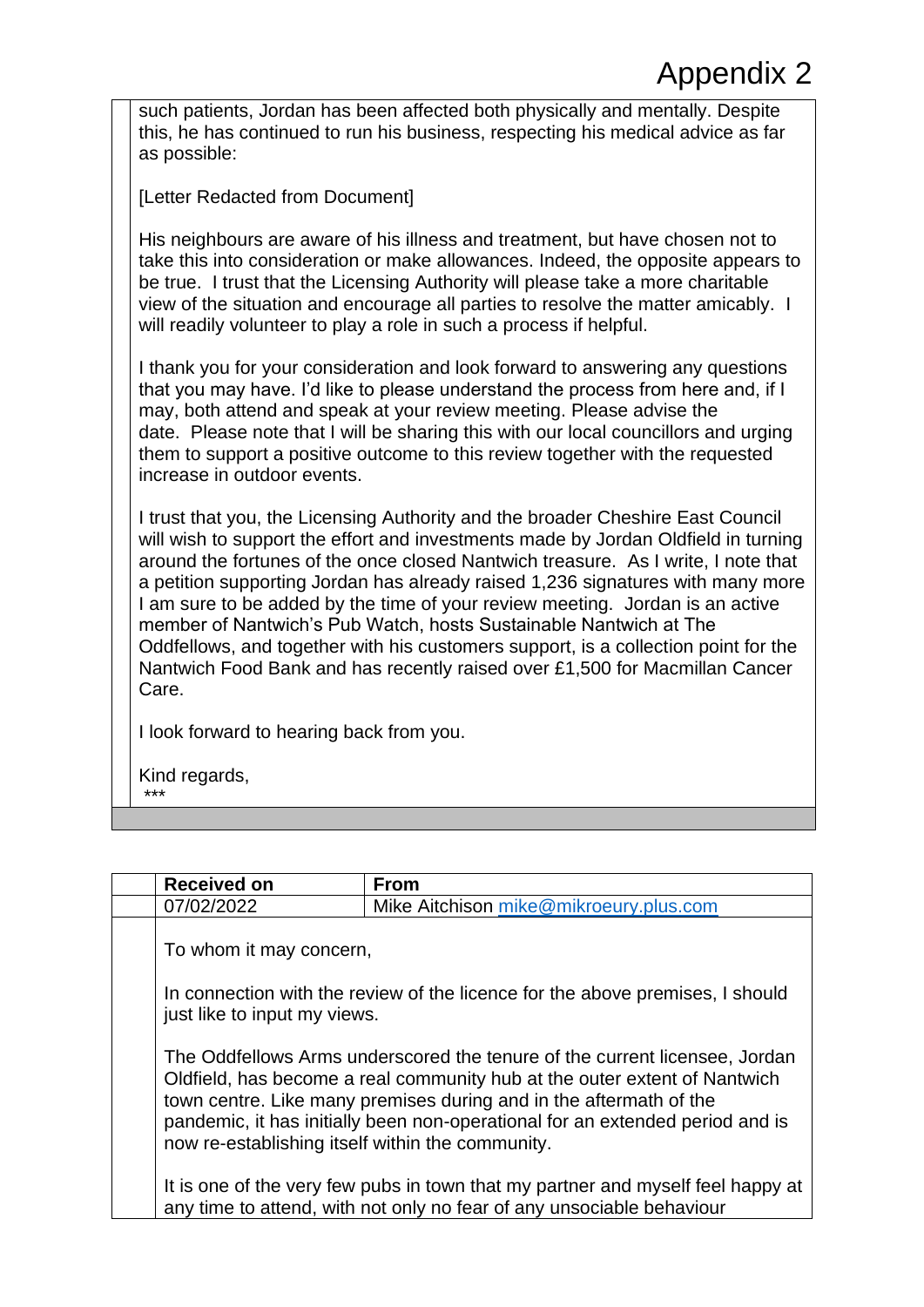# Appendix 2

such patients, Jordan has been affected both physically and mentally. Despite this, he has continued to run his business, respecting his medical advice as far as possible:

[Letter Redacted from Document]

His neighbours are aware of his illness and treatment, but have chosen not to take this into consideration or make allowances. Indeed, the opposite appears to be true. I trust that the Licensing Authority will please take a more charitable view of the situation and encourage all parties to resolve the matter amicably. I will readily volunteer to play a role in such a process if helpful.

I thank you for your consideration and look forward to answering any questions that you may have. I'd like to please understand the process from here and, if I may, both attend and speak at your review meeting. Please advise the date. Please note that I will be sharing this with our local councillors and urging them to support a positive outcome to this review together with the requested increase in outdoor events.

I trust that you, the Licensing Authority and the broader Cheshire East Council will wish to support the effort and investments made by Jordan Oldfield in turning around the fortunes of the once closed Nantwich treasure. As I write, I note that a petition supporting Jordan has already raised 1,236 signatures with many more I am sure to be added by the time of your review meeting. Jordan is an active member of Nantwich's Pub Watch, hosts Sustainable Nantwich at The Oddfellows, and together with his customers support, is a collection point for the Nantwich Food Bank and has recently raised over £1,500 for Macmillan Cancer Care.

I look forward to hearing back from you.

Kind regards,
***

| Received on | From |
|---|---|
| 07/02/2022 | Mike Aitchison mike@mikroeury.plus.com |

To whom it may concern,

In connection with the review of the licence for the above premises, I should just like to input my views.

The Oddfellows Arms underscored the tenure of the current licensee, Jordan Oldfield, has become a real community hub at the outer extent of Nantwich town centre. Like many premises during and in the aftermath of the pandemic, it has initially been non-operational for an extended period and is now re-establishing itself within the community.

It is one of the very few pubs in town that my partner and myself feel happy at any time to attend, with not only no fear of any unsociable behaviour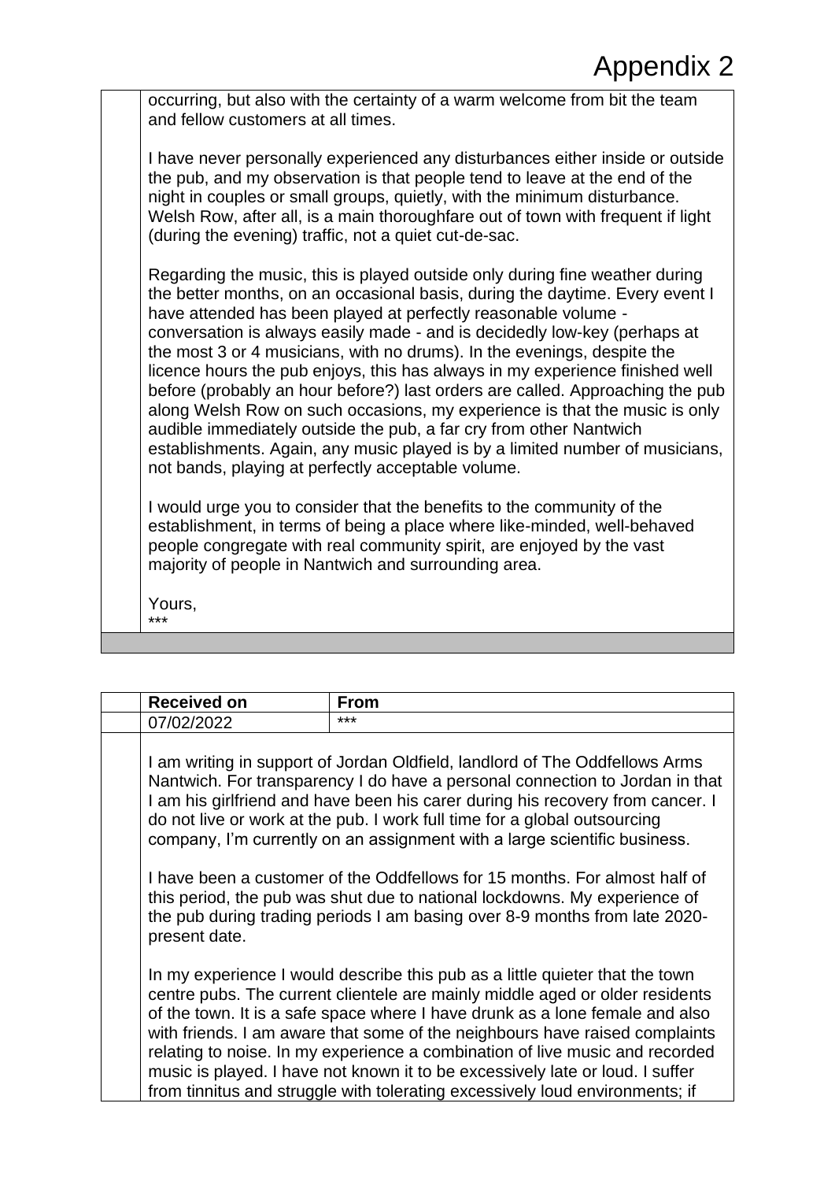# Appendix 2

occurring, but also with the certainty of a warm welcome from bit the team and fellow customers at all times.

I have never personally experienced any disturbances either inside or outside the pub, and my observation is that people tend to leave at the end of the night in couples or small groups, quietly, with the minimum disturbance. Welsh Row, after all, is a main thoroughfare out of town with frequent if light (during the evening) traffic, not a quiet cut-de-sac.

Regarding the music, this is played outside only during fine weather during the better months, on an occasional basis, during the daytime. Every event I have attended has been played at perfectly reasonable volume - conversation is always easily made - and is decidedly low-key (perhaps at the most 3 or 4 musicians, with no drums). In the evenings, despite the licence hours the pub enjoys, this has always in my experience finished well before (probably an hour before?) last orders are called. Approaching the pub along Welsh Row on such occasions, my experience is that the music is only audible immediately outside the pub, a far cry from other Nantwich establishments. Again, any music played is by a limited number of musicians, not bands, playing at perfectly acceptable volume.

I would urge you to consider that the benefits to the community of the establishment, in terms of being a place where like-minded, well-behaved people congregate with real community spirit, are enjoyed by the vast majority of people in Nantwich and surrounding area.

Yours,
***

| Received on | From |
|---|---|
| 07/02/2022 | *** |

I am writing in support of Jordan Oldfield, landlord of The Oddfellows Arms Nantwich. For transparency I do have a personal connection to Jordan in that I am his girlfriend and have been his carer during his recovery from cancer. I do not live or work at the pub. I work full time for a global outsourcing company, I'm currently on an assignment with a large scientific business.

I have been a customer of the Oddfellows for 15 months. For almost half of this period, the pub was shut due to national lockdowns. My experience of the pub during trading periods I am basing over 8-9 months from late 2020-present date.

In my experience I would describe this pub as a little quieter that the town centre pubs. The current clientele are mainly middle aged or older residents of the town. It is a safe space where I have drunk as a lone female and also with friends. I am aware that some of the neighbours have raised complaints relating to noise. In my experience a combination of live music and recorded music is played. I have not known it to be excessively late or loud. I suffer from tinnitus and struggle with tolerating excessively loud environments; if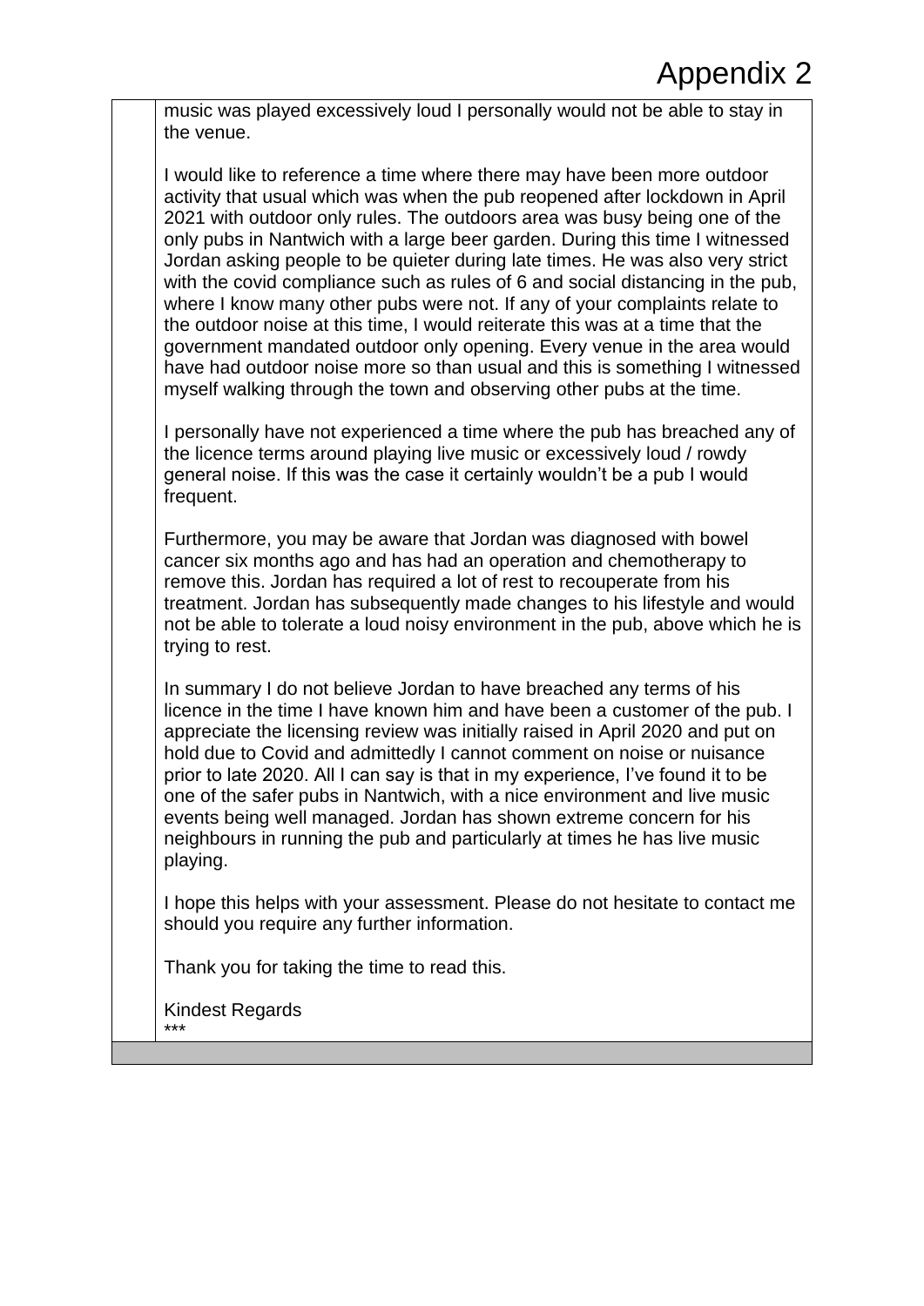# Appendix 2

music was played excessively loud I personally would not be able to stay in the venue.

I would like to reference a time where there may have been more outdoor activity that usual which was when the pub reopened after lockdown in April 2021 with outdoor only rules. The outdoors area was busy being one of the only pubs in Nantwich with a large beer garden. During this time I witnessed Jordan asking people to be quieter during late times. He was also very strict with the covid compliance such as rules of 6 and social distancing in the pub, where I know many other pubs were not. If any of your complaints relate to the outdoor noise at this time, I would reiterate this was at a time that the government mandated outdoor only opening. Every venue in the area would have had outdoor noise more so than usual and this is something I witnessed myself walking through the town and observing other pubs at the time.

I personally have not experienced a time where the pub has breached any of the licence terms around playing live music or excessively loud / rowdy general noise. If this was the case it certainly wouldn't be a pub I would frequent.

Furthermore, you may be aware that Jordan was diagnosed with bowel cancer six months ago and has had an operation and chemotherapy to remove this. Jordan has required a lot of rest to recouperate from his treatment. Jordan has subsequently made changes to his lifestyle and would not be able to tolerate a loud noisy environment in the pub, above which he is trying to rest.

In summary I do not believe Jordan to have breached any terms of his licence in the time I have known him and have been a customer of the pub. I appreciate the licensing review was initially raised in April 2020 and put on hold due to Covid and admittedly I cannot comment on noise or nuisance prior to late 2020. All I can say is that in my experience, I've found it to be one of the safer pubs in Nantwich, with a nice environment and live music events being well managed. Jordan has shown extreme concern for his neighbours in running the pub and particularly at times he has live music playing.

I hope this helps with your assessment. Please do not hesitate to contact me should you require any further information.

Thank you for taking the time to read this.

Kindest Regards
***